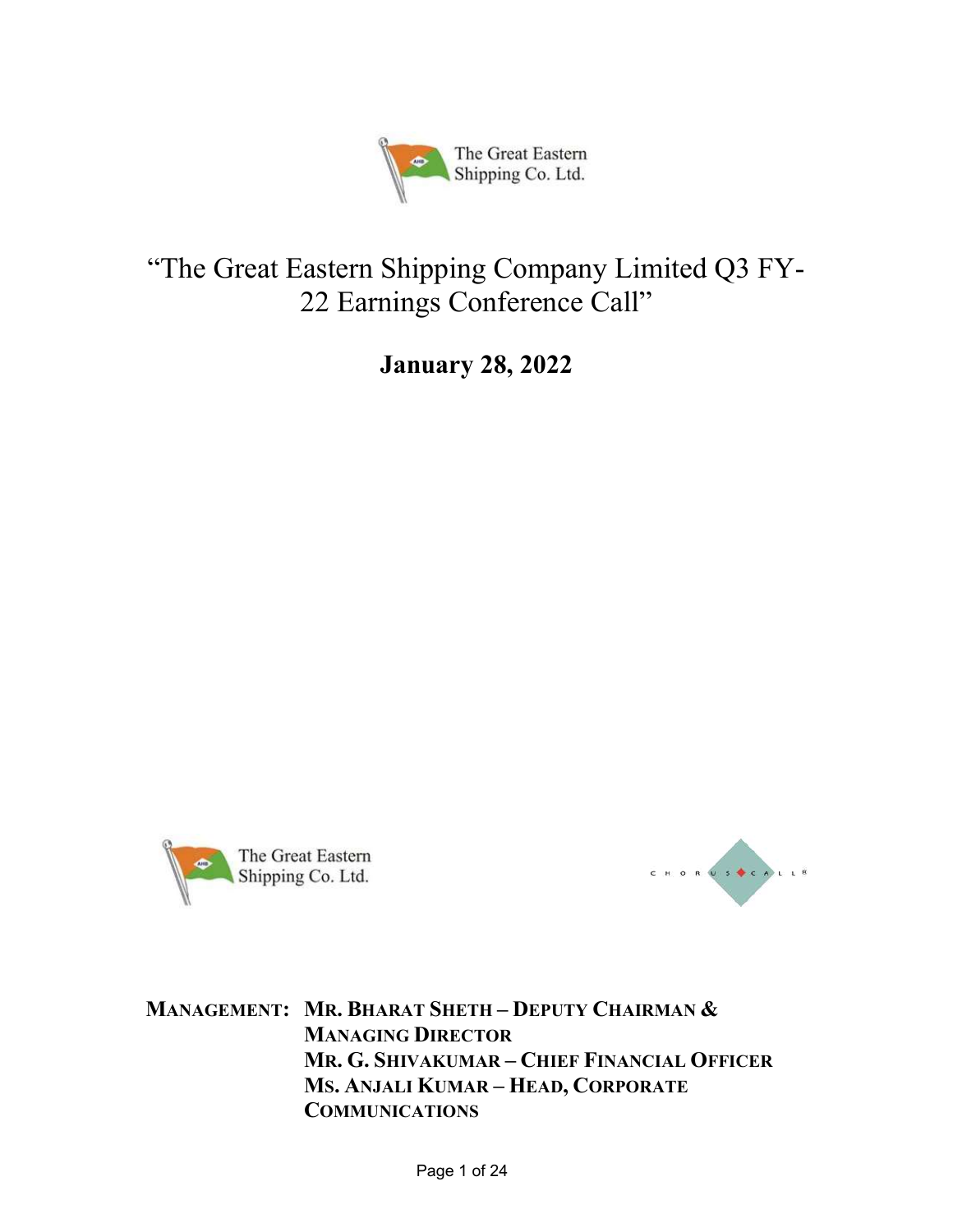The Great Eastern Shipping Co. Ltd.

# "The Great Eastern Shipping Company Limited Q3 FY-22 Earnings Conference Call"

## January 28, 2022

The Great Eastern Shipping Co. Ltd.

CHORUS CALL

**MANAGEMENT:** **MR. BHARAT SHETH – DEPUTY CHAIRMAN & MANAGING DIRECTOR**
**MR. G. SHIVAKUMAR – CHIEF FINANCIAL OFFICER**
**MS. ANJALI KUMAR – HEAD, CORPORATE COMMUNICATIONS**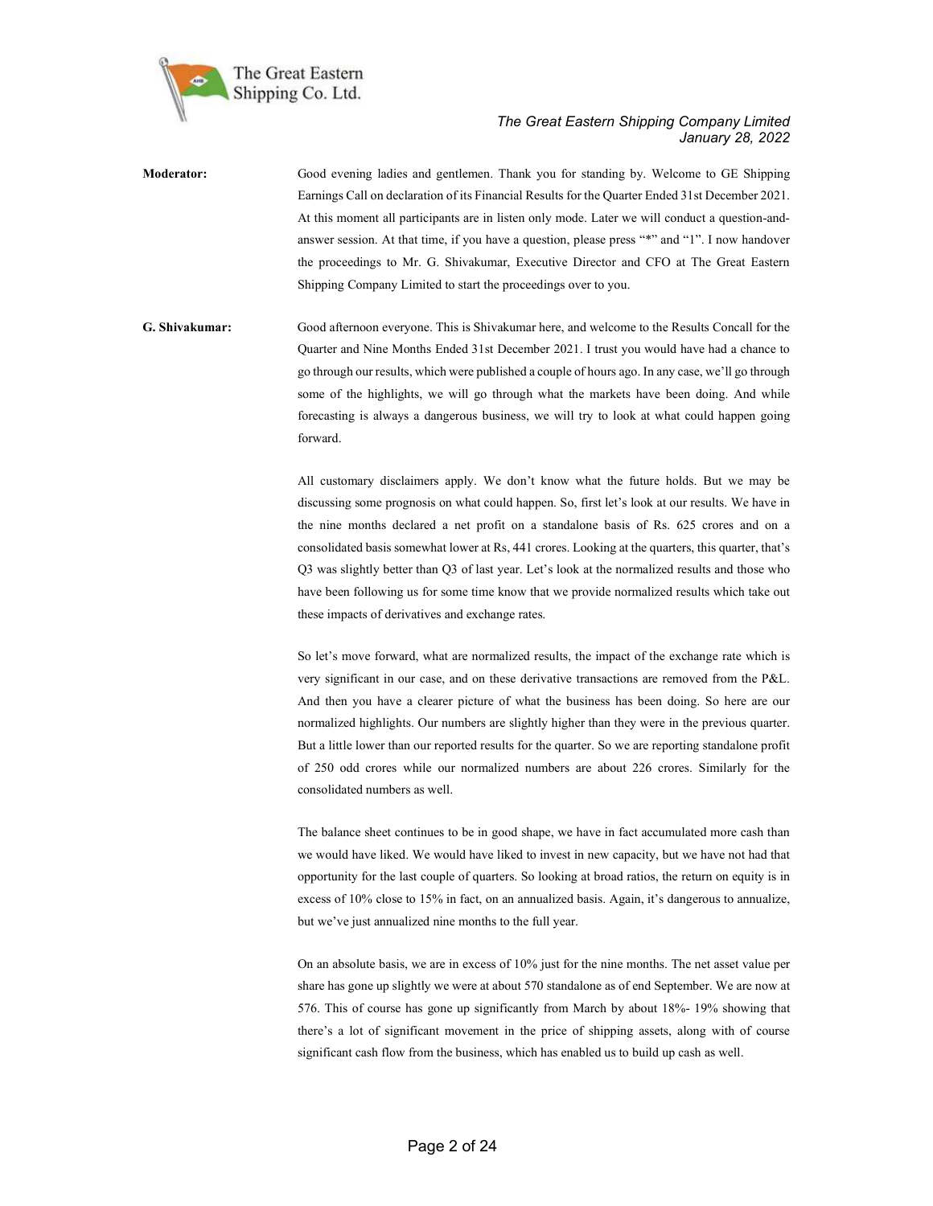**Moderator:** Good evening ladies and gentlemen. Thank you for standing by. Welcome to GE Shipping Earnings Call on declaration of its Financial Results for the Quarter Ended 31st December 2021. At this moment all participants are in listen only mode. Later we will conduct a question-and-answer session. At that time, if you have a question, please press "*" and "1". I now handover the proceedings to Mr. G. Shivakumar, Executive Director and CFO at The Great Eastern Shipping Company Limited to start the proceedings over to you.

**G. Shivakumar:** Good afternoon everyone. This is Shivakumar here, and welcome to the Results Concall for the Quarter and Nine Months Ended 31st December 2021. I trust you would have had a chance to go through our results, which were published a couple of hours ago. In any case, we'll go through some of the highlights, we will go through what the markets have been doing. And while forecasting is always a dangerous business, we will try to look at what could happen going forward.

All customary disclaimers apply. We don't know what the future holds. But we may be discussing some prognosis on what could happen. So, first let's look at our results. We have in the nine months declared a net profit on a standalone basis of Rs. 625 crores and on a consolidated basis somewhat lower at Rs, 441 crores. Looking at the quarters, this quarter, that's Q3 was slightly better than Q3 of last year. Let's look at the normalized results and those who have been following us for some time know that we provide normalized results which take out these impacts of derivatives and exchange rates.

So let's move forward, what are normalized results, the impact of the exchange rate which is very significant in our case, and on these derivative transactions are removed from the P&L. And then you have a clearer picture of what the business has been doing. So here are our normalized highlights. Our numbers are slightly higher than they were in the previous quarter. But a little lower than our reported results for the quarter. So we are reporting standalone profit of 250 odd crores while our normalized numbers are about 226 crores. Similarly for the consolidated numbers as well.

The balance sheet continues to be in good shape, we have in fact accumulated more cash than we would have liked. We would have liked to invest in new capacity, but we have not had that opportunity for the last couple of quarters. So looking at broad ratios, the return on equity is in excess of 10% close to 15% in fact, on an annualized basis. Again, it's dangerous to annualize, but we've just annualized nine months to the full year.

On an absolute basis, we are in excess of 10% just for the nine months. The net asset value per share has gone up slightly we were at about 570 standalone as of end September. We are now at 576. This of course has gone up significantly from March by about 18%- 19% showing that there's a lot of significant movement in the price of shipping assets, along with of course significant cash flow from the business, which has enabled us to build up cash as well.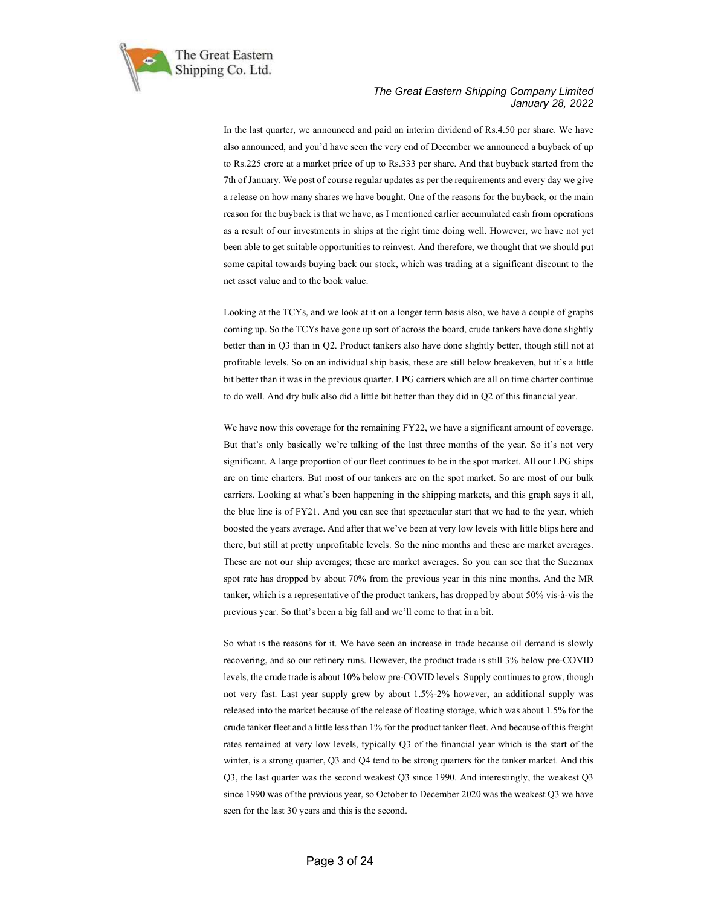In the last quarter, we announced and paid an interim dividend of Rs.4.50 per share. We have also announced, and you'd have seen the very end of December we announced a buyback of up to Rs.225 crore at a market price of up to Rs.333 per share. And that buyback started from the 7th of January. We post of course regular updates as per the requirements and every day we give a release on how many shares we have bought. One of the reasons for the buyback, or the main reason for the buyback is that we have, as I mentioned earlier accumulated cash from operations as a result of our investments in ships at the right time doing well. However, we have not yet been able to get suitable opportunities to reinvest. And therefore, we thought that we should put some capital towards buying back our stock, which was trading at a significant discount to the net asset value and to the book value.

Looking at the TCYs, and we look at it on a longer term basis also, we have a couple of graphs coming up. So the TCYs have gone up sort of across the board, crude tankers have done slightly better than in Q3 than in Q2. Product tankers also have done slightly better, though still not at profitable levels. So on an individual ship basis, these are still below breakeven, but it's a little bit better than it was in the previous quarter. LPG carriers which are all on time charter continue to do well. And dry bulk also did a little bit better than they did in Q2 of this financial year.

We have now this coverage for the remaining FY22, we have a significant amount of coverage. But that's only basically we're talking of the last three months of the year. So it's not very significant. A large proportion of our fleet continues to be in the spot market. All our LPG ships are on time charters. But most of our tankers are on the spot market. So are most of our bulk carriers. Looking at what's been happening in the shipping markets, and this graph says it all, the blue line is of FY21. And you can see that spectacular start that we had to the year, which boosted the years average. And after that we've been at very low levels with little blips here and there, but still at pretty unprofitable levels. So the nine months and these are market averages. These are not our ship averages; these are market averages. So you can see that the Suezmax spot rate has dropped by about 70% from the previous year in this nine months. And the MR tanker, which is a representative of the product tankers, has dropped by about 50% vis-à-vis the previous year. So that's been a big fall and we'll come to that in a bit.

So what is the reasons for it. We have seen an increase in trade because oil demand is slowly recovering, and so our refinery runs. However, the product trade is still 3% below pre-COVID levels, the crude trade is about 10% below pre-COVID levels. Supply continues to grow, though not very fast. Last year supply grew by about 1.5%-2% however, an additional supply was released into the market because of the release of floating storage, which was about 1.5% for the crude tanker fleet and a little less than 1% for the product tanker fleet. And because of this freight rates remained at very low levels, typically Q3 of the financial year which is the start of the winter, is a strong quarter, Q3 and Q4 tend to be strong quarters for the tanker market. And this Q3, the last quarter was the second weakest Q3 since 1990. And interestingly, the weakest Q3 since 1990 was of the previous year, so October to December 2020 was the weakest Q3 we have seen for the last 30 years and this is the second.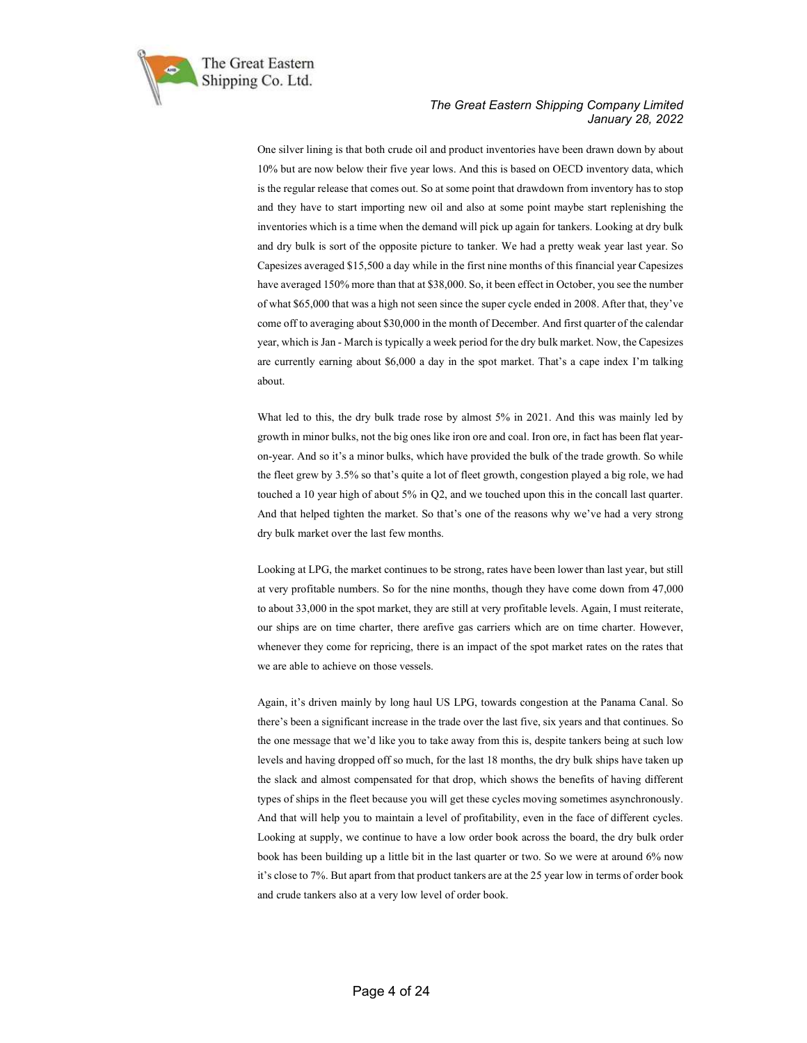One silver lining is that both crude oil and product inventories have been drawn down by about 10% but are now below their five year lows. And this is based on OECD inventory data, which is the regular release that comes out. So at some point that drawdown from inventory has to stop and they have to start importing new oil and also at some point maybe start replenishing the inventories which is a time when the demand will pick up again for tankers. Looking at dry bulk and dry bulk is sort of the opposite picture to tanker. We had a pretty weak year last year. So Capesizes averaged $15,500 a day while in the first nine months of this financial year Capesizes have averaged 150% more than that at $38,000. So, it been effect in October, you see the number of what $65,000 that was a high not seen since the super cycle ended in 2008. After that, they've come off to averaging about $30,000 in the month of December. And first quarter of the calendar year, which is Jan - March is typically a week period for the dry bulk market. Now, the Capesizes are currently earning about $6,000 a day in the spot market. That's a cape index I'm talking about.

What led to this, the dry bulk trade rose by almost 5% in 2021. And this was mainly led by growth in minor bulks, not the big ones like iron ore and coal. Iron ore, in fact has been flat year-on-year. And so it's a minor bulks, which have provided the bulk of the trade growth. So while the fleet grew by 3.5% so that's quite a lot of fleet growth, congestion played a big role, we had touched a 10 year high of about 5% in Q2, and we touched upon this in the concall last quarter. And that helped tighten the market. So that's one of the reasons why we've had a very strong dry bulk market over the last few months.

Looking at LPG, the market continues to be strong, rates have been lower than last year, but still at very profitable numbers. So for the nine months, though they have come down from 47,000 to about 33,000 in the spot market, they are still at very profitable levels. Again, I must reiterate, our ships are on time charter, there arefive gas carriers which are on time charter. However, whenever they come for repricing, there is an impact of the spot market rates on the rates that we are able to achieve on those vessels.

Again, it's driven mainly by long haul US LPG, towards congestion at the Panama Canal. So there's been a significant increase in the trade over the last five, six years and that continues. So the one message that we'd like you to take away from this is, despite tankers being at such low levels and having dropped off so much, for the last 18 months, the dry bulk ships have taken up the slack and almost compensated for that drop, which shows the benefits of having different types of ships in the fleet because you will get these cycles moving sometimes asynchronously. And that will help you to maintain a level of profitability, even in the face of different cycles. Looking at supply, we continue to have a low order book across the board, the dry bulk order book has been building up a little bit in the last quarter or two. So we were at around 6% now it's close to 7%. But apart from that product tankers are at the 25 year low in terms of order book and crude tankers also at a very low level of order book.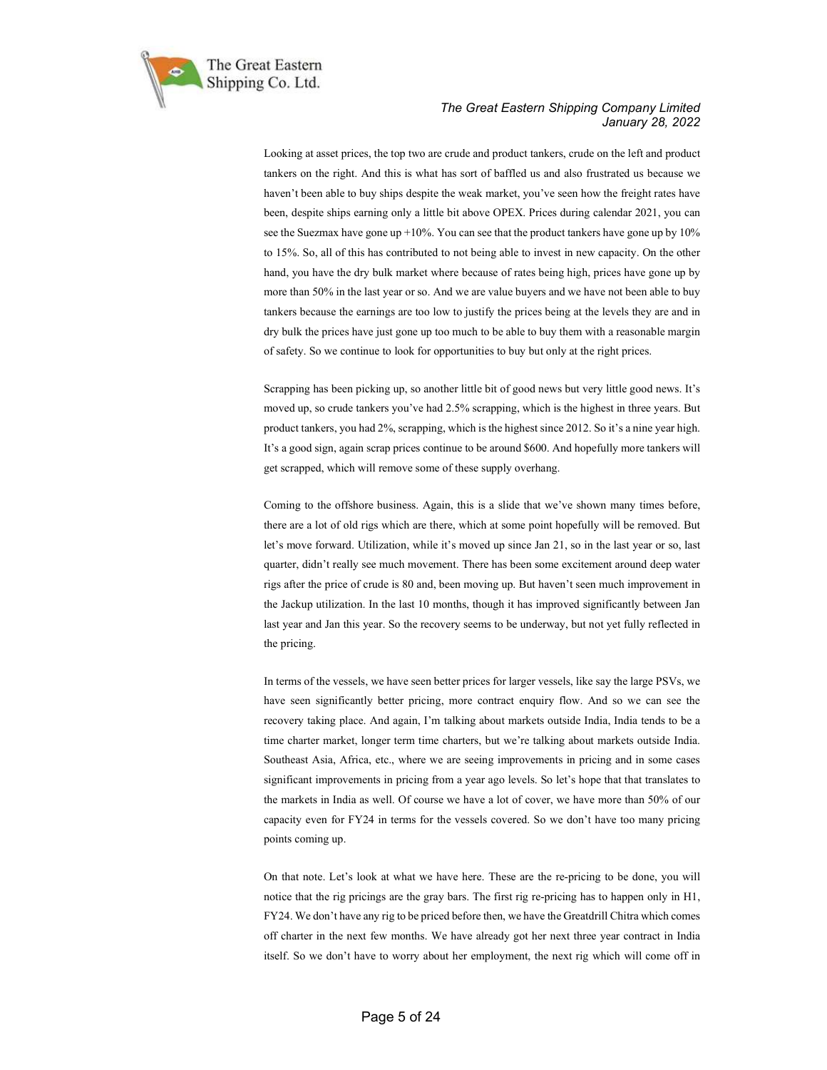Looking at asset prices, the top two are crude and product tankers, crude on the left and product tankers on the right. And this is what has sort of baffled us and also frustrated us because we haven't been able to buy ships despite the weak market, you've seen how the freight rates have been, despite ships earning only a little bit above OPEX. Prices during calendar 2021, you can see the Suezmax have gone up +10%. You can see that the product tankers have gone up by 10% to 15%. So, all of this has contributed to not being able to invest in new capacity. On the other hand, you have the dry bulk market where because of rates being high, prices have gone up by more than 50% in the last year or so. And we are value buyers and we have not been able to buy tankers because the earnings are too low to justify the prices being at the levels they are and in dry bulk the prices have just gone up too much to be able to buy them with a reasonable margin of safety. So we continue to look for opportunities to buy but only at the right prices.

Scrapping has been picking up, so another little bit of good news but very little good news. It's moved up, so crude tankers you've had 2.5% scrapping, which is the highest in three years. But product tankers, you had 2%, scrapping, which is the highest since 2012. So it's a nine year high. It's a good sign, again scrap prices continue to be around $600. And hopefully more tankers will get scrapped, which will remove some of these supply overhang.

Coming to the offshore business. Again, this is a slide that we've shown many times before, there are a lot of old rigs which are there, which at some point hopefully will be removed. But let's move forward. Utilization, while it's moved up since Jan 21, so in the last year or so, last quarter, didn't really see much movement. There has been some excitement around deep water rigs after the price of crude is 80 and, been moving up. But haven't seen much improvement in the Jackup utilization. In the last 10 months, though it has improved significantly between Jan last year and Jan this year. So the recovery seems to be underway, but not yet fully reflected in the pricing.

In terms of the vessels, we have seen better prices for larger vessels, like say the large PSVs, we have seen significantly better pricing, more contract enquiry flow. And so we can see the recovery taking place. And again, I'm talking about markets outside India, India tends to be a time charter market, longer term time charters, but we're talking about markets outside India. Southeast Asia, Africa, etc., where we are seeing improvements in pricing and in some cases significant improvements in pricing from a year ago levels. So let's hope that that translates to the markets in India as well. Of course we have a lot of cover, we have more than 50% of our capacity even for FY24 in terms for the vessels covered. So we don't have too many pricing points coming up.

On that note. Let's look at what we have here. These are the re-pricing to be done, you will notice that the rig pricings are the gray bars. The first rig re-pricing has to happen only in H1, FY24. We don't have any rig to be priced before then, we have the Greatdrill Chitra which comes off charter in the next few months. We have already got her next three year contract in India itself. So we don't have to worry about her employment, the next rig which will come off in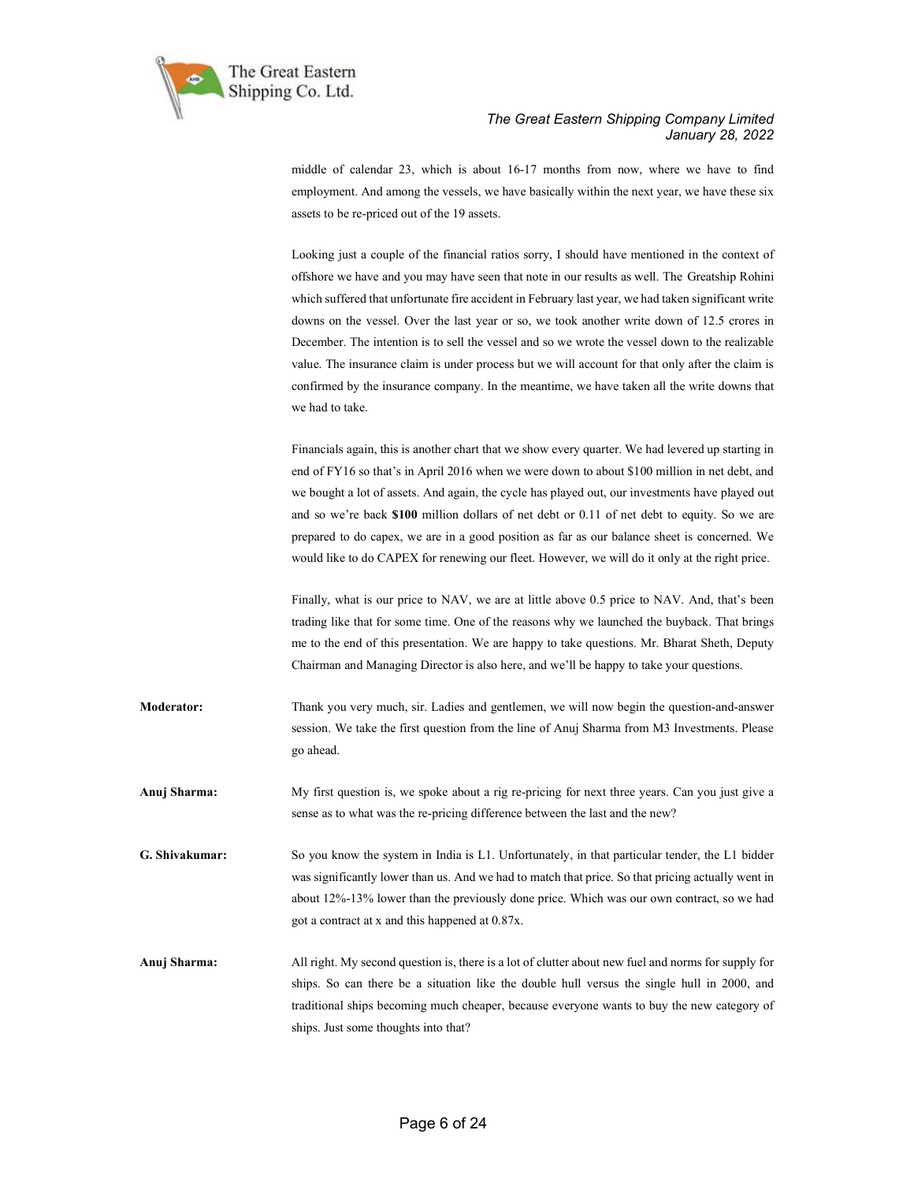middle of calendar 23, which is about 16-17 months from now, where we have to find employment. And among the vessels, we have basically within the next year, we have these six assets to be re-priced out of the 19 assets.

Looking just a couple of the financial ratios sorry, I should have mentioned in the context of offshore we have and you may have seen that note in our results as well. The Greatship Rohini which suffered that unfortunate fire accident in February last year, we had taken significant write downs on the vessel. Over the last year or so, we took another write down of 12.5 crores in December. The intention is to sell the vessel and so we wrote the vessel down to the realizable value. The insurance claim is under process but we will account for that only after the claim is confirmed by the insurance company. In the meantime, we have taken all the write downs that we had to take.

Financials again, this is another chart that we show every quarter. We had levered up starting in end of FY16 so that's in April 2016 when we were down to about $100 million in net debt, and we bought a lot of assets. And again, the cycle has played out, our investments have played out and so we're back **$100** million dollars of net debt or 0.11 of net debt to equity. So we are prepared to do capex, we are in a good position as far as our balance sheet is concerned. We would like to do CAPEX for renewing our fleet. However, we will do it only at the right price.

Finally, what is our price to NAV, we are at little above 0.5 price to NAV. And, that's been trading like that for some time. One of the reasons why we launched the buyback. That brings me to the end of this presentation. We are happy to take questions. Mr. Bharat Sheth, Deputy Chairman and Managing Director is also here, and we'll be happy to take your questions.

**Moderator:** Thank you very much, sir. Ladies and gentlemen, we will now begin the question-and-answer session. We take the first question from the line of Anuj Sharma from M3 Investments. Please go ahead.

**Anuj Sharma:** My first question is, we spoke about a rig re-pricing for next three years. Can you just give a sense as to what was the re-pricing difference between the last and the new?

**G. Shivakumar:** So you know the system in India is L1. Unfortunately, in that particular tender, the L1 bidder was significantly lower than us. And we had to match that price. So that pricing actually went in about 12%-13% lower than the previously done price. Which was our own contract, so we had got a contract at x and this happened at 0.87x.

**Anuj Sharma:** All right. My second question is, there is a lot of clutter about new fuel and norms for supply for ships. So can there be a situation like the double hull versus the single hull in 2000, and traditional ships becoming much cheaper, because everyone wants to buy the new category of ships. Just some thoughts into that?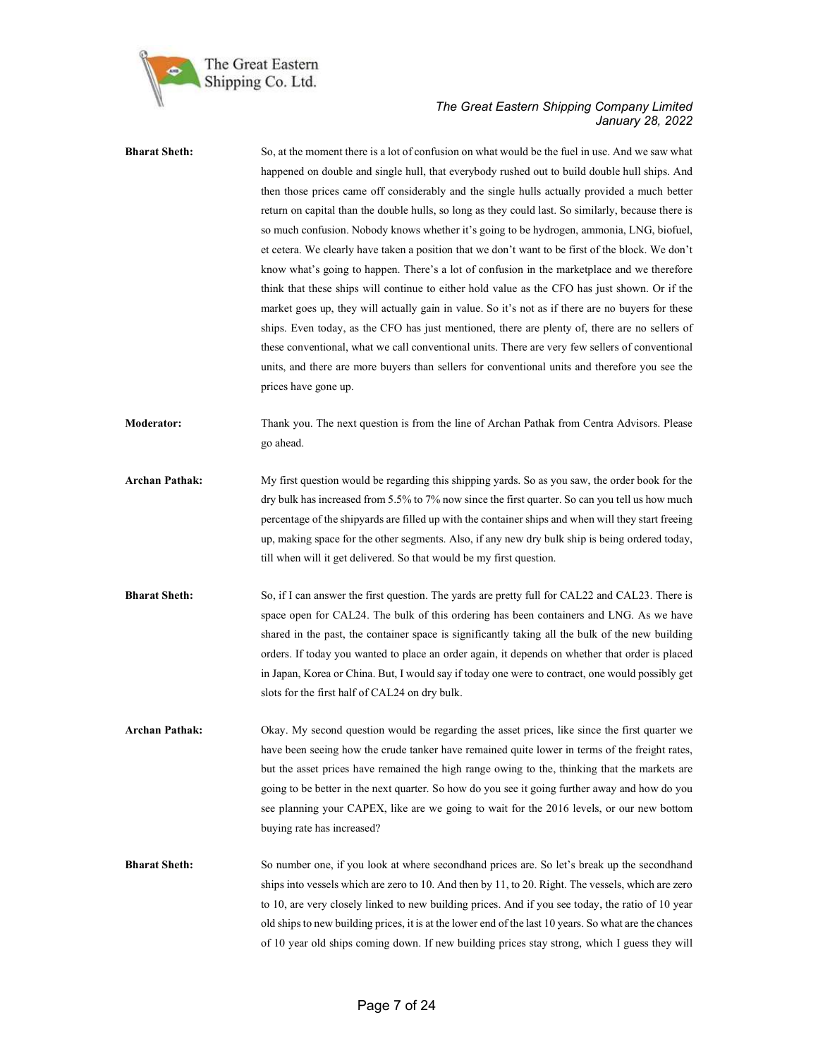**Bharat Sheth:** So, at the moment there is a lot of confusion on what would be the fuel in use. And we saw what happened on double and single hull, that everybody rushed out to build double hull ships. And then those prices came off considerably and the single hulls actually provided a much better return on capital than the double hulls, so long as they could last. So similarly, because there is so much confusion. Nobody knows whether it's going to be hydrogen, ammonia, LNG, biofuel, et cetera. We clearly have taken a position that we don't want to be first of the block. We don't know what's going to happen. There's a lot of confusion in the marketplace and we therefore think that these ships will continue to either hold value as the CFO has just shown. Or if the market goes up, they will actually gain in value. So it's not as if there are no buyers for these ships. Even today, as the CFO has just mentioned, there are plenty of, there are no sellers of these conventional, what we call conventional units. There are very few sellers of conventional units, and there are more buyers than sellers for conventional units and therefore you see the prices have gone up.

**Moderator:** Thank you. The next question is from the line of Archan Pathak from Centra Advisors. Please go ahead.

**Archan Pathak:** My first question would be regarding this shipping yards. So as you saw, the order book for the dry bulk has increased from 5.5% to 7% now since the first quarter. So can you tell us how much percentage of the shipyards are filled up with the container ships and when will they start freeing up, making space for the other segments. Also, if any new dry bulk ship is being ordered today, till when will it get delivered. So that would be my first question.

**Bharat Sheth:** So, if I can answer the first question. The yards are pretty full for CAL22 and CAL23. There is space open for CAL24. The bulk of this ordering has been containers and LNG. As we have shared in the past, the container space is significantly taking all the bulk of the new building orders. If today you wanted to place an order again, it depends on whether that order is placed in Japan, Korea or China. But, I would say if today one were to contract, one would possibly get slots for the first half of CAL24 on dry bulk.

**Archan Pathak:** Okay. My second question would be regarding the asset prices, like since the first quarter we have been seeing how the crude tanker have remained quite lower in terms of the freight rates, but the asset prices have remained the high range owing to the, thinking that the markets are going to be better in the next quarter. So how do you see it going further away and how do you see planning your CAPEX, like are we going to wait for the 2016 levels, or our new bottom buying rate has increased?

**Bharat Sheth:** So number one, if you look at where secondhand prices are. So let's break up the secondhand ships into vessels which are zero to 10. And then by 11, to 20. Right. The vessels, which are zero to 10, are very closely linked to new building prices. And if you see today, the ratio of 10 year old ships to new building prices, it is at the lower end of the last 10 years. So what are the chances of 10 year old ships coming down. If new building prices stay strong, which I guess they will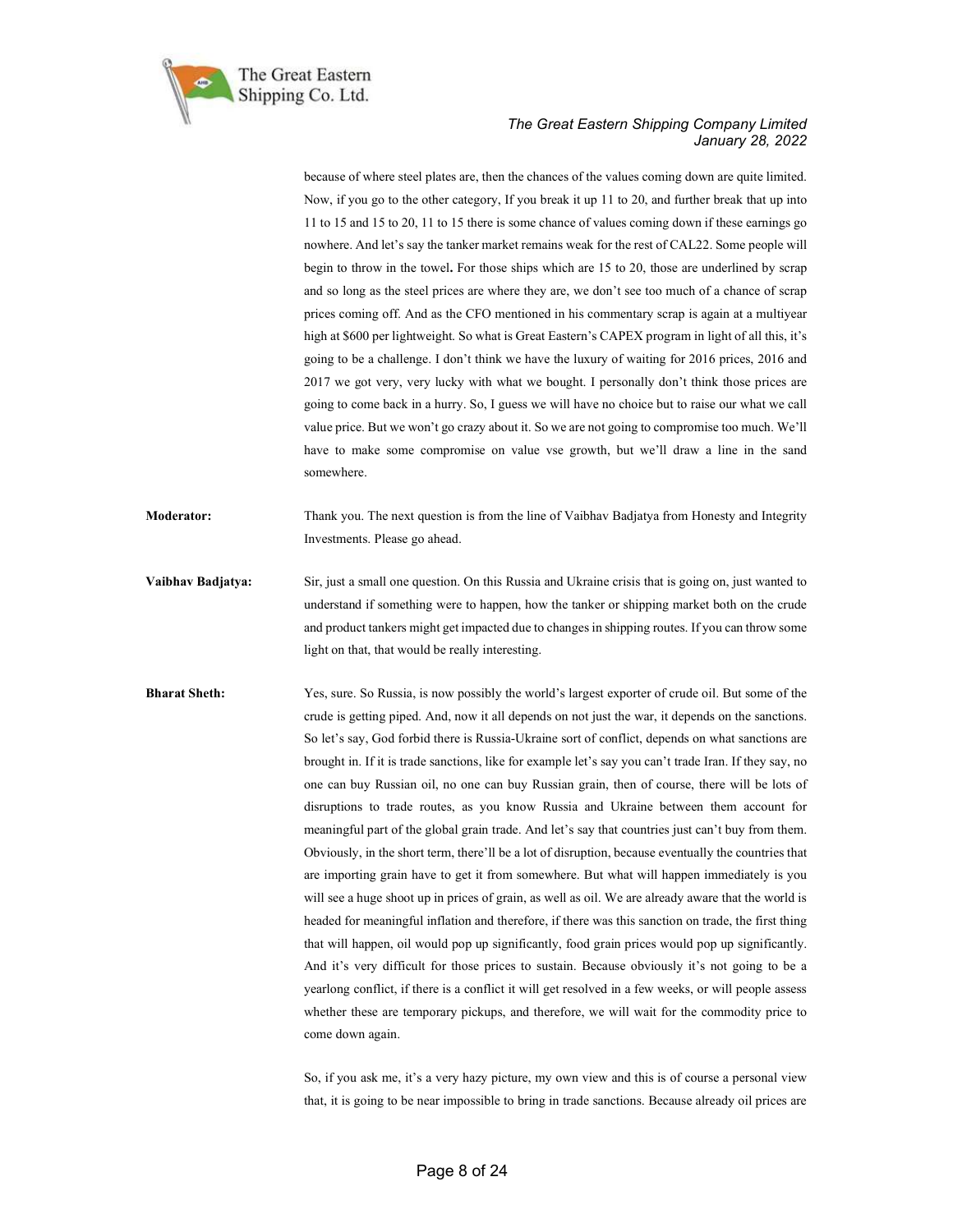because of where steel plates are, then the chances of the values coming down are quite limited. Now, if you go to the other category, If you break it up 11 to 20, and further break that up into 11 to 15 and 15 to 20, 11 to 15 there is some chance of values coming down if these earnings go nowhere. And let's say the tanker market remains weak for the rest of CAL22. Some people will begin to throw in the towel**.** For those ships which are 15 to 20, those are underlined by scrap and so long as the steel prices are where they are, we don't see too much of a chance of scrap prices coming off. And as the CFO mentioned in his commentary scrap is again at a multiyear high at $600 per lightweight. So what is Great Eastern's CAPEX program in light of all this, it's going to be a challenge. I don't think we have the luxury of waiting for 2016 prices, 2016 and 2017 we got very, very lucky with what we bought. I personally don't think those prices are going to come back in a hurry. So, I guess we will have no choice but to raise our what we call value price. But we won't go crazy about it. So we are not going to compromise too much. We'll have to make some compromise on value vse growth, but we'll draw a line in the sand somewhere.

**Moderator:** Thank you. The next question is from the line of Vaibhav Badjatya from Honesty and Integrity Investments. Please go ahead.

**Vaibhav Badjatya:** Sir, just a small one question. On this Russia and Ukraine crisis that is going on, just wanted to understand if something were to happen, how the tanker or shipping market both on the crude and product tankers might get impacted due to changes in shipping routes. If you can throw some light on that, that would be really interesting.

**Bharat Sheth:** Yes, sure. So Russia, is now possibly the world's largest exporter of crude oil. But some of the crude is getting piped. And, now it all depends on not just the war, it depends on the sanctions. So let's say, God forbid there is Russia-Ukraine sort of conflict, depends on what sanctions are brought in. If it is trade sanctions, like for example let's say you can't trade Iran. If they say, no one can buy Russian oil, no one can buy Russian grain, then of course, there will be lots of disruptions to trade routes, as you know Russia and Ukraine between them account for meaningful part of the global grain trade. And let's say that countries just can't buy from them. Obviously, in the short term, there'll be a lot of disruption, because eventually the countries that are importing grain have to get it from somewhere. But what will happen immediately is you will see a huge shoot up in prices of grain, as well as oil. We are already aware that the world is headed for meaningful inflation and therefore, if there was this sanction on trade, the first thing that will happen, oil would pop up significantly, food grain prices would pop up significantly. And it's very difficult for those prices to sustain. Because obviously it's not going to be a yearlong conflict, if there is a conflict it will get resolved in a few weeks, or will people assess whether these are temporary pickups, and therefore, we will wait for the commodity price to come down again.

So, if you ask me, it's a very hazy picture, my own view and this is of course a personal view that, it is going to be near impossible to bring in trade sanctions. Because already oil prices are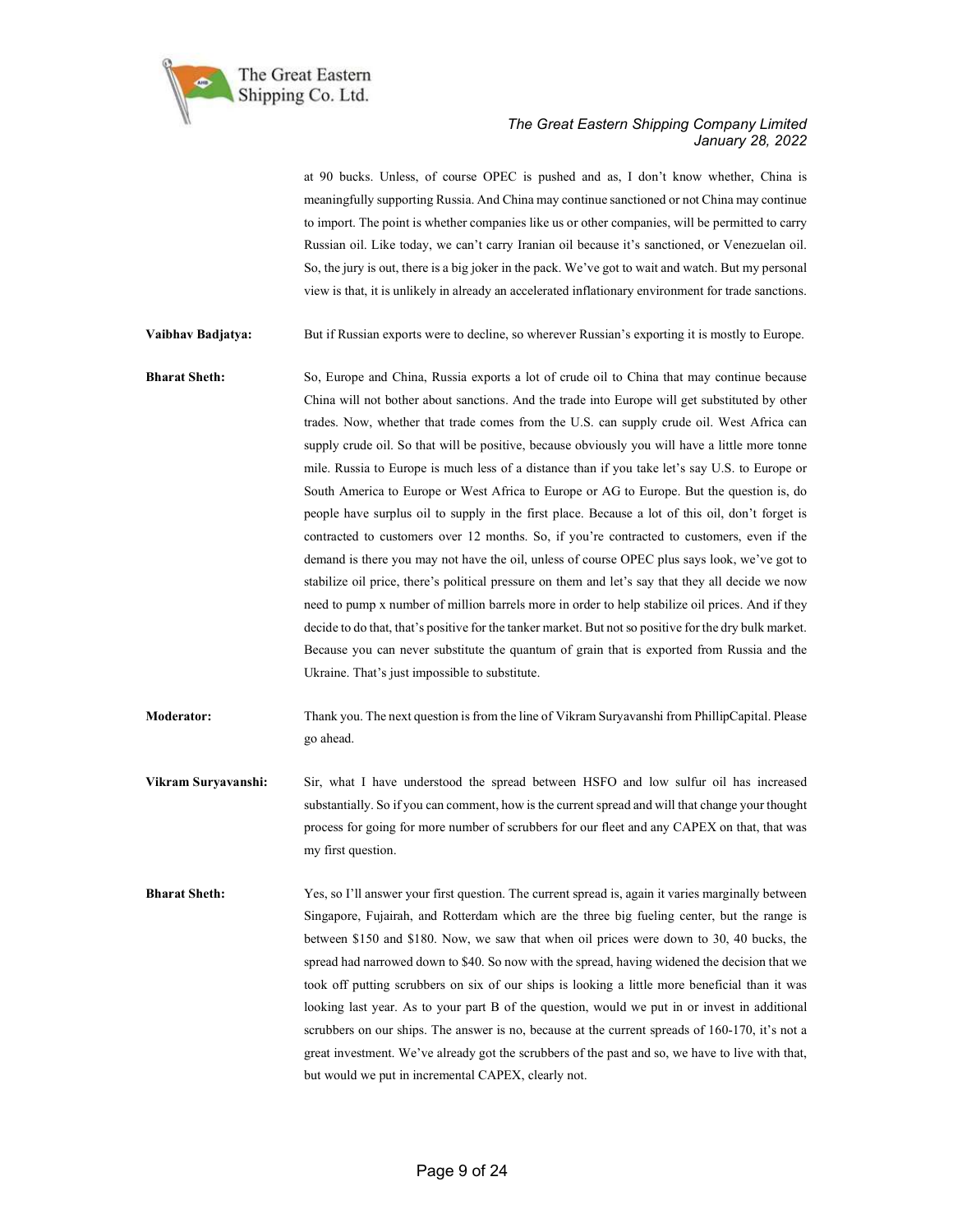at 90 bucks. Unless, of course OPEC is pushed and as, I don't know whether, China is meaningfully supporting Russia. And China may continue sanctioned or not China may continue to import. The point is whether companies like us or other companies, will be permitted to carry Russian oil. Like today, we can't carry Iranian oil because it's sanctioned, or Venezuelan oil. So, the jury is out, there is a big joker in the pack. We've got to wait and watch. But my personal view is that, it is unlikely in already an accelerated inflationary environment for trade sanctions.

**Vaibhav Badjatya:** But if Russian exports were to decline, so wherever Russian's exporting it is mostly to Europe.

**Bharat Sheth:** So, Europe and China, Russia exports a lot of crude oil to China that may continue because China will not bother about sanctions. And the trade into Europe will get substituted by other trades. Now, whether that trade comes from the U.S. can supply crude oil. West Africa can supply crude oil. So that will be positive, because obviously you will have a little more tonne mile. Russia to Europe is much less of a distance than if you take let's say U.S. to Europe or South America to Europe or West Africa to Europe or AG to Europe. But the question is, do people have surplus oil to supply in the first place. Because a lot of this oil, don't forget is contracted to customers over 12 months. So, if you're contracted to customers, even if the demand is there you may not have the oil, unless of course OPEC plus says look, we've got to stabilize oil price, there's political pressure on them and let's say that they all decide we now need to pump x number of million barrels more in order to help stabilize oil prices. And if they decide to do that, that's positive for the tanker market. But not so positive for the dry bulk market. Because you can never substitute the quantum of grain that is exported from Russia and the Ukraine. That's just impossible to substitute.

**Moderator:** Thank you. The next question is from the line of Vikram Suryavanshi from PhillipCapital. Please go ahead.

**Vikram Suryavanshi:** Sir, what I have understood the spread between HSFO and low sulfur oil has increased substantially. So if you can comment, how is the current spread and will that change your thought process for going for more number of scrubbers for our fleet and any CAPEX on that, that was my first question.

**Bharat Sheth:** Yes, so I'll answer your first question. The current spread is, again it varies marginally between Singapore, Fujairah, and Rotterdam which are the three big fueling center, but the range is between $150 and $180. Now, we saw that when oil prices were down to 30, 40 bucks, the spread had narrowed down to $40. So now with the spread, having widened the decision that we took off putting scrubbers on six of our ships is looking a little more beneficial than it was looking last year. As to your part B of the question, would we put in or invest in additional scrubbers on our ships. The answer is no, because at the current spreads of 160-170, it's not a great investment. We've already got the scrubbers of the past and so, we have to live with that, but would we put in incremental CAPEX, clearly not.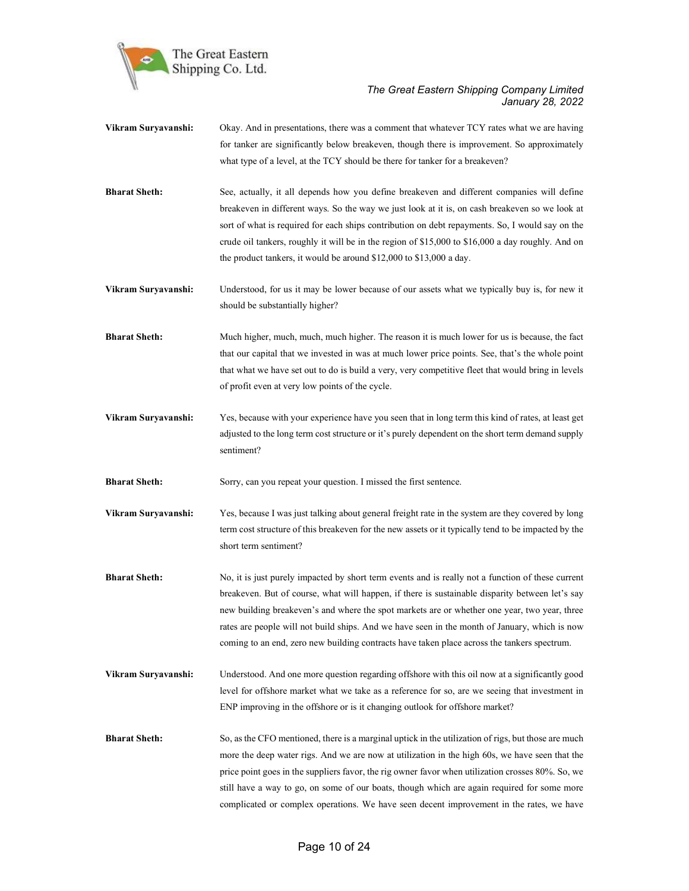**Vikram Suryavanshi:** Okay. And in presentations, there was a comment that whatever TCY rates what we are having for tanker are significantly below breakeven, though there is improvement. So approximately what type of a level, at the TCY should be there for tanker for a breakeven?

**Bharat Sheth:** See, actually, it all depends how you define breakeven and different companies will define breakeven in different ways. So the way we just look at it is, on cash breakeven so we look at sort of what is required for each ships contribution on debt repayments. So, I would say on the crude oil tankers, roughly it will be in the region of $15,000 to $16,000 a day roughly. And on the product tankers, it would be around $12,000 to $13,000 a day.

**Vikram Suryavanshi:** Understood, for us it may be lower because of our assets what we typically buy is, for new it should be substantially higher?

**Bharat Sheth:** Much higher, much, much, much higher. The reason it is much lower for us is because, the fact that our capital that we invested in was at much lower price points. See, that's the whole point that what we have set out to do is build a very, very competitive fleet that would bring in levels of profit even at very low points of the cycle.

**Vikram Suryavanshi:** Yes, because with your experience have you seen that in long term this kind of rates, at least get adjusted to the long term cost structure or it's purely dependent on the short term demand supply sentiment?

**Bharat Sheth:** Sorry, can you repeat your question. I missed the first sentence.

**Vikram Suryavanshi:** Yes, because I was just talking about general freight rate in the system are they covered by long term cost structure of this breakeven for the new assets or it typically tend to be impacted by the short term sentiment?

**Bharat Sheth:** No, it is just purely impacted by short term events and is really not a function of these current breakeven. But of course, what will happen, if there is sustainable disparity between let's say new building breakeven's and where the spot markets are or whether one year, two year, three rates are people will not build ships. And we have seen in the month of January, which is now coming to an end, zero new building contracts have taken place across the tankers spectrum.

**Vikram Suryavanshi:** Understood. And one more question regarding offshore with this oil now at a significantly good level for offshore market what we take as a reference for so, are we seeing that investment in ENP improving in the offshore or is it changing outlook for offshore market?

**Bharat Sheth:** So, as the CFO mentioned, there is a marginal uptick in the utilization of rigs, but those are much more the deep water rigs. And we are now at utilization in the high 60s, we have seen that the price point goes in the suppliers favor, the rig owner favor when utilization crosses 80%. So, we still have a way to go, on some of our boats, though which are again required for some more complicated or complex operations. We have seen decent improvement in the rates, we have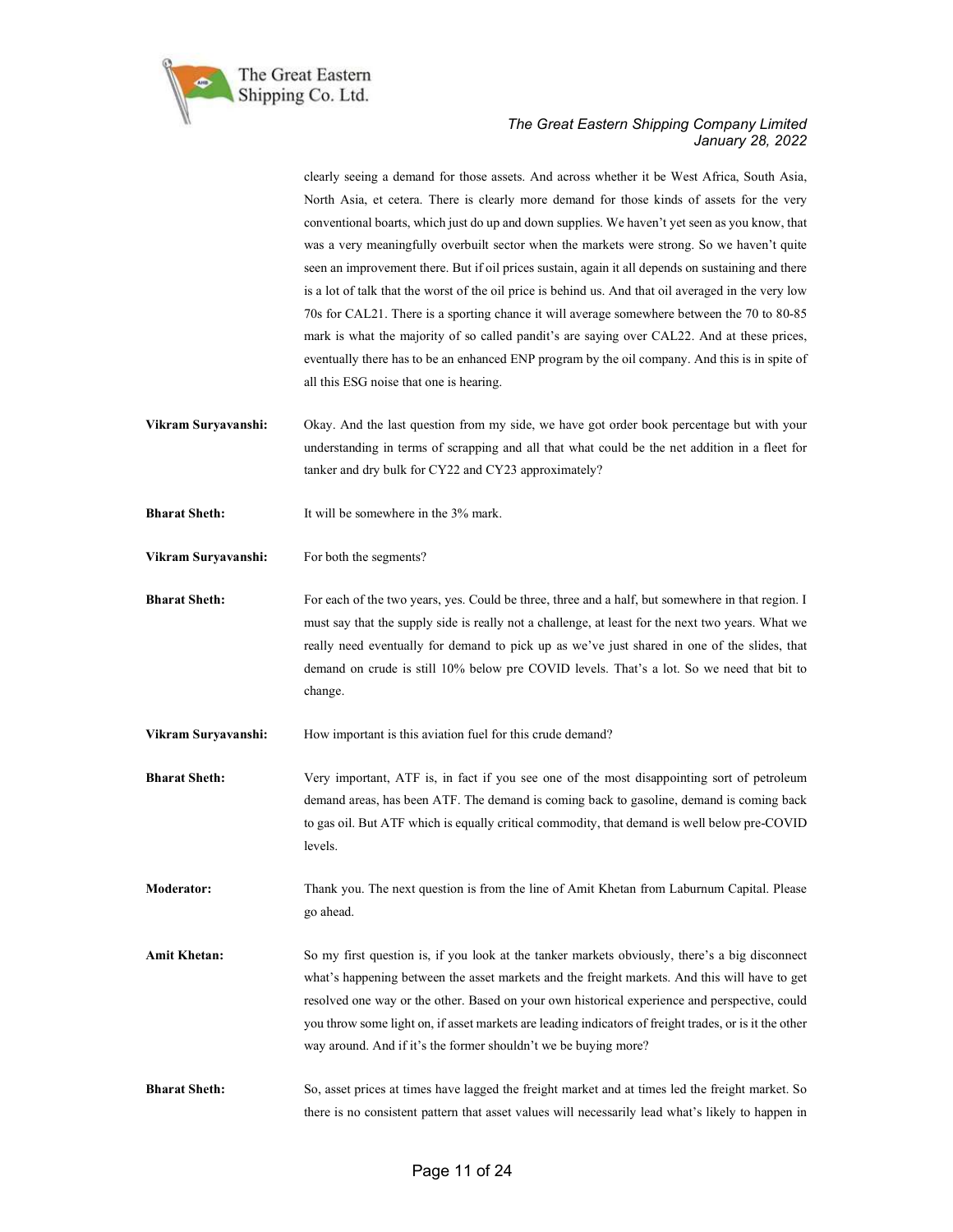clearly seeing a demand for those assets. And across whether it be West Africa, South Asia, North Asia, et cetera. There is clearly more demand for those kinds of assets for the very conventional boarts, which just do up and down supplies. We haven't yet seen as you know, that was a very meaningfully overbuilt sector when the markets were strong. So we haven't quite seen an improvement there. But if oil prices sustain, again it all depends on sustaining and there is a lot of talk that the worst of the oil price is behind us. And that oil averaged in the very low 70s for CAL21. There is a sporting chance it will average somewhere between the 70 to 80-85 mark is what the majority of so called pandit's are saying over CAL22. And at these prices, eventually there has to be an enhanced ENP program by the oil company. And this is in spite of all this ESG noise that one is hearing.

**Vikram Suryavanshi:** Okay. And the last question from my side, we have got order book percentage but with your understanding in terms of scrapping and all that what could be the net addition in a fleet for tanker and dry bulk for CY22 and CY23 approximately?

**Bharat Sheth:** It will be somewhere in the 3% mark.

**Vikram Suryavanshi:** For both the segments?

**Bharat Sheth:** For each of the two years, yes. Could be three, three and a half, but somewhere in that region. I must say that the supply side is really not a challenge, at least for the next two years. What we really need eventually for demand to pick up as we've just shared in one of the slides, that demand on crude is still 10% below pre COVID levels. That's a lot. So we need that bit to change.

**Vikram Suryavanshi:** How important is this aviation fuel for this crude demand?

**Bharat Sheth:** Very important, ATF is, in fact if you see one of the most disappointing sort of petroleum demand areas, has been ATF. The demand is coming back to gasoline, demand is coming back to gas oil. But ATF which is equally critical commodity, that demand is well below pre-COVID levels.

**Moderator:** Thank you. The next question is from the line of Amit Khetan from Laburnum Capital. Please go ahead.

**Amit Khetan:** So my first question is, if you look at the tanker markets obviously, there's a big disconnect what's happening between the asset markets and the freight markets. And this will have to get resolved one way or the other. Based on your own historical experience and perspective, could you throw some light on, if asset markets are leading indicators of freight trades, or is it the other way around. And if it's the former shouldn't we be buying more?

**Bharat Sheth:** So, asset prices at times have lagged the freight market and at times led the freight market. So there is no consistent pattern that asset values will necessarily lead what's likely to happen in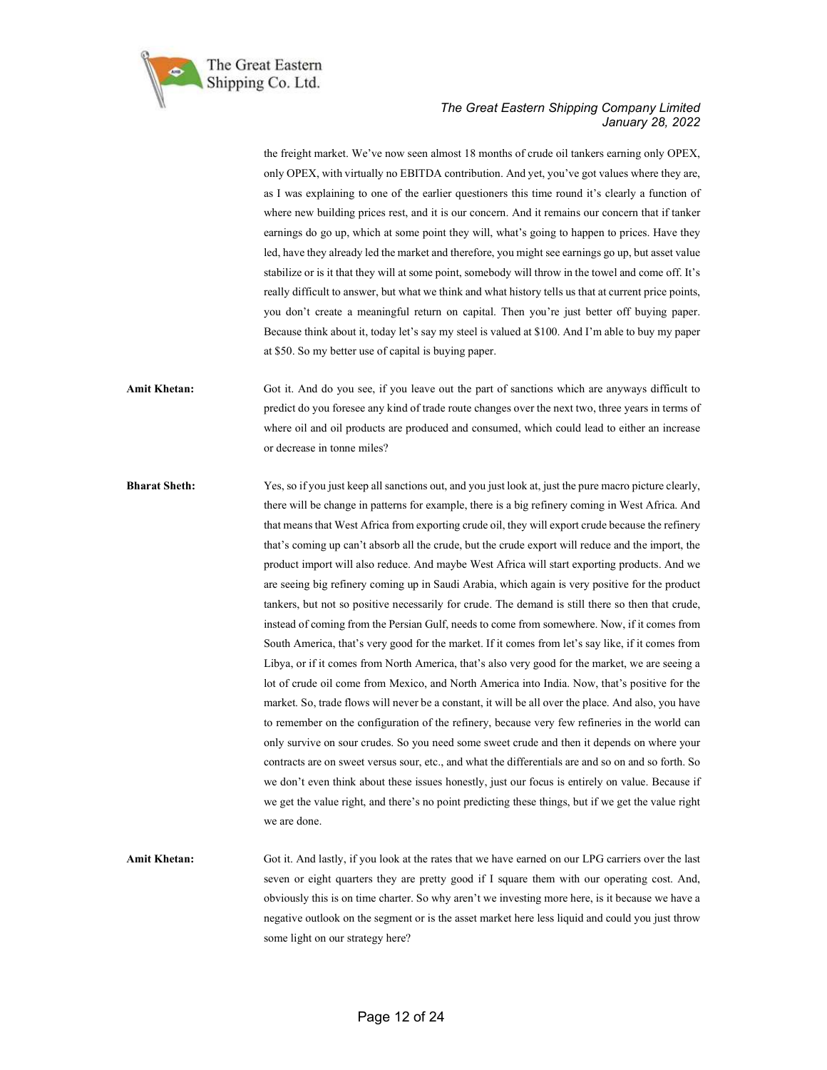the freight market. We've now seen almost 18 months of crude oil tankers earning only OPEX, only OPEX, with virtually no EBITDA contribution. And yet, you've got values where they are, as I was explaining to one of the earlier questioners this time round it's clearly a function of where new building prices rest, and it is our concern. And it remains our concern that if tanker earnings do go up, which at some point they will, what's going to happen to prices. Have they led, have they already led the market and therefore, you might see earnings go up, but asset value stabilize or is it that they will at some point, somebody will throw in the towel and come off. It's really difficult to answer, but what we think and what history tells us that at current price points, you don't create a meaningful return on capital. Then you're just better off buying paper. Because think about it, today let's say my steel is valued at $100. And I'm able to buy my paper at $50. So my better use of capital is buying paper.

**Amit Khetan:** Got it. And do you see, if you leave out the part of sanctions which are anyways difficult to predict do you foresee any kind of trade route changes over the next two, three years in terms of where oil and oil products are produced and consumed, which could lead to either an increase or decrease in tonne miles?

**Bharat Sheth:** Yes, so if you just keep all sanctions out, and you just look at, just the pure macro picture clearly, there will be change in patterns for example, there is a big refinery coming in West Africa. And that means that West Africa from exporting crude oil, they will export crude because the refinery that's coming up can't absorb all the crude, but the crude export will reduce and the import, the product import will also reduce. And maybe West Africa will start exporting products. And we are seeing big refinery coming up in Saudi Arabia, which again is very positive for the product tankers, but not so positive necessarily for crude. The demand is still there so then that crude, instead of coming from the Persian Gulf, needs to come from somewhere. Now, if it comes from South America, that's very good for the market. If it comes from let's say like, if it comes from Libya, or if it comes from North America, that's also very good for the market, we are seeing a lot of crude oil come from Mexico, and North America into India. Now, that's positive for the market. So, trade flows will never be a constant, it will be all over the place. And also, you have to remember on the configuration of the refinery, because very few refineries in the world can only survive on sour crudes. So you need some sweet crude and then it depends on where your contracts are on sweet versus sour, etc., and what the differentials are and so on and so forth. So we don't even think about these issues honestly, just our focus is entirely on value. Because if we get the value right, and there's no point predicting these things, but if we get the value right we are done.

**Amit Khetan:** Got it. And lastly, if you look at the rates that we have earned on our LPG carriers over the last seven or eight quarters they are pretty good if I square them with our operating cost. And, obviously this is on time charter. So why aren't we investing more here, is it because we have a negative outlook on the segment or is the asset market here less liquid and could you just throw some light on our strategy here?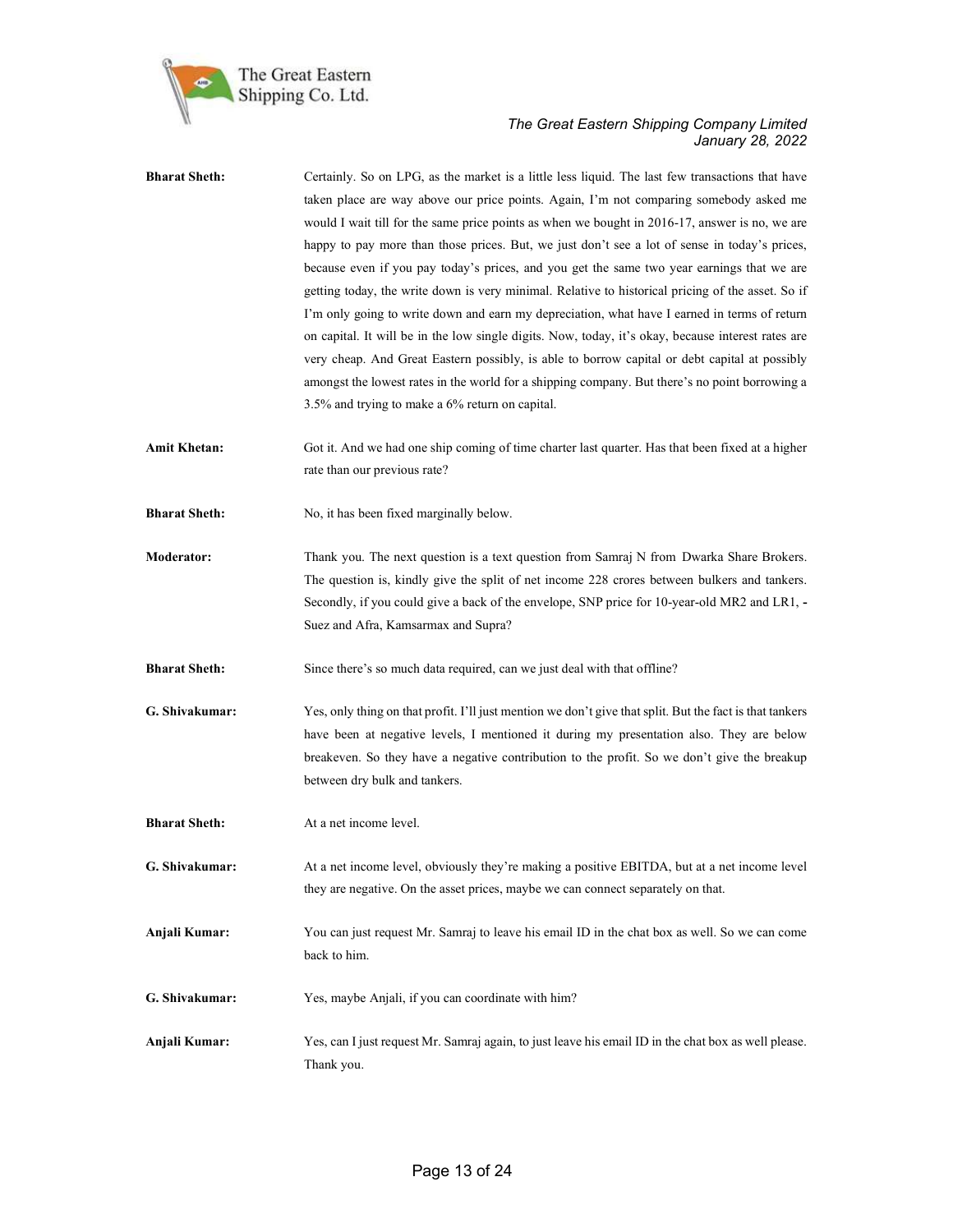**Bharat Sheth:** Certainly. So on LPG, as the market is a little less liquid. The last few transactions that have taken place are way above our price points. Again, I'm not comparing somebody asked me would I wait till for the same price points as when we bought in 2016-17, answer is no, we are happy to pay more than those prices. But, we just don't see a lot of sense in today's prices, because even if you pay today's prices, and you get the same two year earnings that we are getting today, the write down is very minimal. Relative to historical pricing of the asset. So if I'm only going to write down and earn my depreciation, what have I earned in terms of return on capital. It will be in the low single digits. Now, today, it's okay, because interest rates are very cheap. And Great Eastern possibly, is able to borrow capital or debt capital at possibly amongst the lowest rates in the world for a shipping company. But there's no point borrowing a 3.5% and trying to make a 6% return on capital.

**Amit Khetan:** Got it. And we had one ship coming of time charter last quarter. Has that been fixed at a higher rate than our previous rate?

**Bharat Sheth:** No, it has been fixed marginally below.

**Moderator:** Thank you. The next question is a text question from Samraj N from Dwarka Share Brokers. The question is, kindly give the split of net income 228 crores between bulkers and tankers. Secondly, if you could give a back of the envelope, SNP price for 10-year-old MR2 and LR1, - Suez and Afra, Kamsarmax and Supra?

**Bharat Sheth:** Since there's so much data required, can we just deal with that offline?

**G. Shivakumar:** Yes, only thing on that profit. I'll just mention we don't give that split. But the fact is that tankers have been at negative levels, I mentioned it during my presentation also. They are below breakeven. So they have a negative contribution to the profit. So we don't give the breakup between dry bulk and tankers.

**Bharat Sheth:** At a net income level.

**G. Shivakumar:** At a net income level, obviously they're making a positive EBITDA, but at a net income level they are negative. On the asset prices, maybe we can connect separately on that.

**Anjali Kumar:** You can just request Mr. Samraj to leave his email ID in the chat box as well. So we can come back to him.

**G. Shivakumar:** Yes, maybe Anjali, if you can coordinate with him?

**Anjali Kumar:** Yes, can I just request Mr. Samraj again, to just leave his email ID in the chat box as well please. Thank you.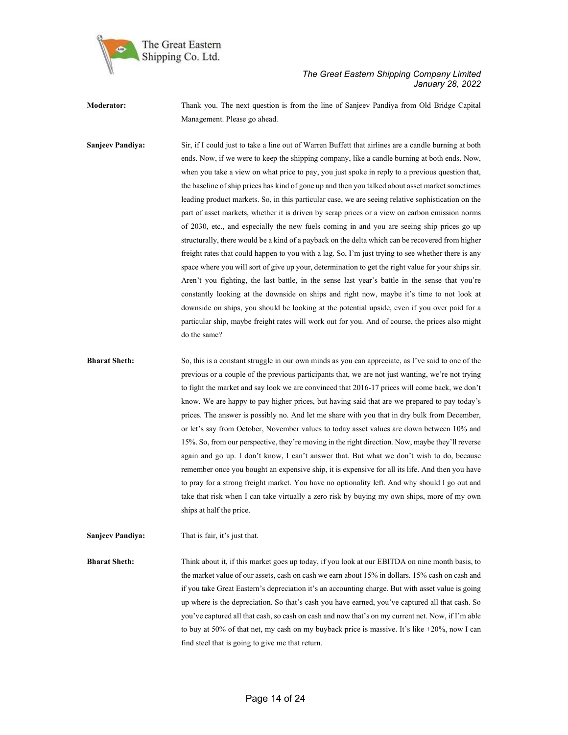**Moderator:** Thank you. The next question is from the line of Sanjeev Pandiya from Old Bridge Capital Management. Please go ahead.

**Sanjeev Pandiya:** Sir, if I could just to take a line out of Warren Buffett that airlines are a candle burning at both ends. Now, if we were to keep the shipping company, like a candle burning at both ends. Now, when you take a view on what price to pay, you just spoke in reply to a previous question that, the baseline of ship prices has kind of gone up and then you talked about asset market sometimes leading product markets. So, in this particular case, we are seeing relative sophistication on the part of asset markets, whether it is driven by scrap prices or a view on carbon emission norms of 2030, etc., and especially the new fuels coming in and you are seeing ship prices go up structurally, there would be a kind of a payback on the delta which can be recovered from higher freight rates that could happen to you with a lag. So, I'm just trying to see whether there is any space where you will sort of give up your, determination to get the right value for your ships sir. Aren't you fighting, the last battle, in the sense last year's battle in the sense that you're constantly looking at the downside on ships and right now, maybe it's time to not look at downside on ships, you should be looking at the potential upside, even if you over paid for a particular ship, maybe freight rates will work out for you. And of course, the prices also might do the same?

**Bharat Sheth:** So, this is a constant struggle in our own minds as you can appreciate, as I've said to one of the previous or a couple of the previous participants that, we are not just wanting, we're not trying to fight the market and say look we are convinced that 2016-17 prices will come back, we don't know. We are happy to pay higher prices, but having said that are we prepared to pay today's prices. The answer is possibly no. And let me share with you that in dry bulk from December, or let's say from October, November values to today asset values are down between 10% and 15%. So, from our perspective, they're moving in the right direction. Now, maybe they'll reverse again and go up. I don't know, I can't answer that. But what we don't wish to do, because remember once you bought an expensive ship, it is expensive for all its life. And then you have to pray for a strong freight market. You have no optionality left. And why should I go out and take that risk when I can take virtually a zero risk by buying my own ships, more of my own ships at half the price.

**Sanjeev Pandiya:** That is fair, it's just that.

**Bharat Sheth:** Think about it, if this market goes up today, if you look at our EBITDA on nine month basis, to the market value of our assets, cash on cash we earn about 15% in dollars. 15% cash on cash and if you take Great Eastern's depreciation it's an accounting charge. But with asset value is going up where is the depreciation. So that's cash you have earned, you've captured all that cash. So you've captured all that cash, so cash on cash and now that's on my current net. Now, if I'm able to buy at 50% of that net, my cash on my buyback price is massive. It's like +20%, now I can find steel that is going to give me that return.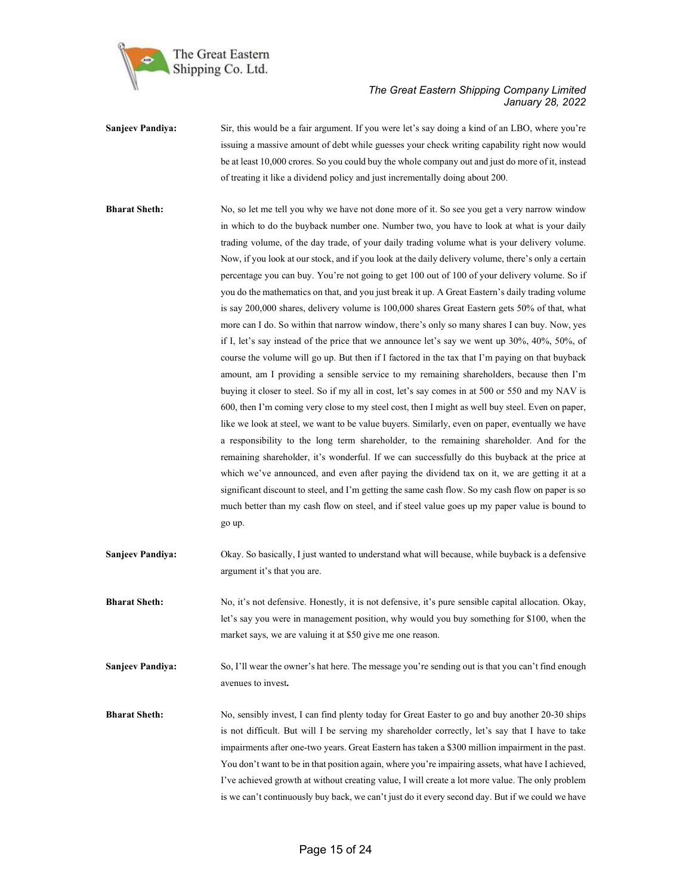**Sanjeev Pandiya:** Sir, this would be a fair argument. If you were let's say doing a kind of an LBO, where you're issuing a massive amount of debt while guesses your check writing capability right now would be at least 10,000 crores. So you could buy the whole company out and just do more of it, instead of treating it like a dividend policy and just incrementally doing about 200.

**Bharat Sheth:** No, so let me tell you why we have not done more of it. So see you get a very narrow window in which to do the buyback number one. Number two, you have to look at what is your daily trading volume, of the day trade, of your daily trading volume what is your delivery volume. Now, if you look at our stock, and if you look at the daily delivery volume, there's only a certain percentage you can buy. You're not going to get 100 out of 100 of your delivery volume. So if you do the mathematics on that, and you just break it up. A Great Eastern's daily trading volume is say 200,000 shares, delivery volume is 100,000 shares Great Eastern gets 50% of that, what more can I do. So within that narrow window, there's only so many shares I can buy. Now, yes if I, let's say instead of the price that we announce let's say we went up 30%, 40%, 50%, of course the volume will go up. But then if I factored in the tax that I'm paying on that buyback amount, am I providing a sensible service to my remaining shareholders, because then I'm buying it closer to steel. So if my all in cost, let's say comes in at 500 or 550 and my NAV is 600, then I'm coming very close to my steel cost, then I might as well buy steel. Even on paper, like we look at steel, we want to be value buyers. Similarly, even on paper, eventually we have a responsibility to the long term shareholder, to the remaining shareholder. And for the remaining shareholder, it's wonderful. If we can successfully do this buyback at the price at which we've announced, and even after paying the dividend tax on it, we are getting it at a significant discount to steel, and I'm getting the same cash flow. So my cash flow on paper is so much better than my cash flow on steel, and if steel value goes up my paper value is bound to go up.

**Sanjeev Pandiya:** Okay. So basically, I just wanted to understand what will because, while buyback is a defensive argument it's that you are.

**Bharat Sheth:** No, it's not defensive. Honestly, it is not defensive, it's pure sensible capital allocation. Okay, let's say you were in management position, why would you buy something for $100, when the market says, we are valuing it at $50 give me one reason.

**Sanjeev Pandiya:** So, I'll wear the owner's hat here. The message you're sending out is that you can't find enough avenues to invest**.**

**Bharat Sheth:** No, sensibly invest, I can find plenty today for Great Easter to go and buy another 20-30 ships is not difficult. But will I be serving my shareholder correctly, let's say that I have to take impairments after one-two years. Great Eastern has taken a $300 million impairment in the past. You don't want to be in that position again, where you're impairing assets, what have I achieved, I've achieved growth at without creating value, I will create a lot more value. The only problem is we can't continuously buy back, we can't just do it every second day. But if we could we have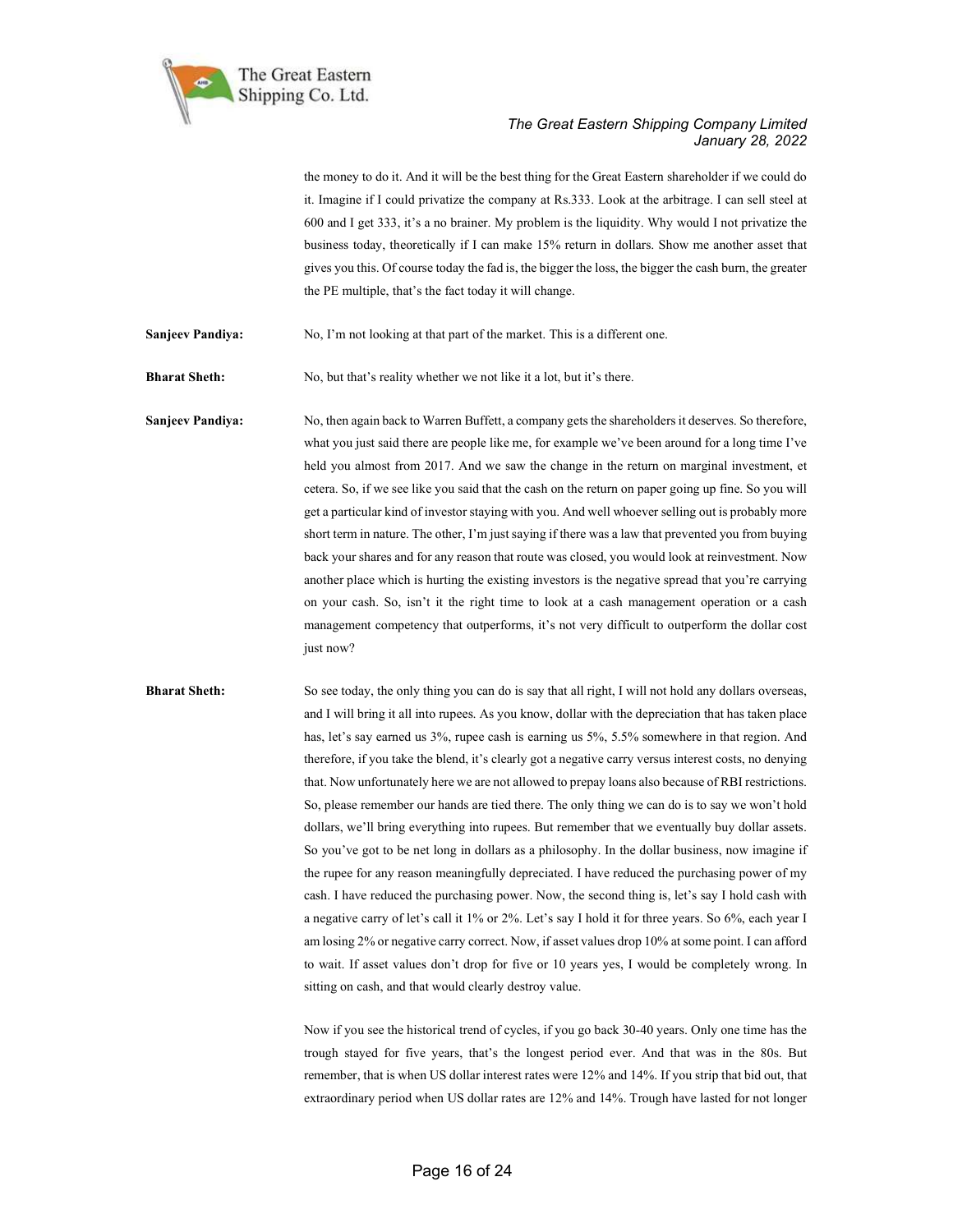the money to do it. And it will be the best thing for the Great Eastern shareholder if we could do it. Imagine if I could privatize the company at Rs.333. Look at the arbitrage. I can sell steel at 600 and I get 333, it's a no brainer. My problem is the liquidity. Why would I not privatize the business today, theoretically if I can make 15% return in dollars. Show me another asset that gives you this. Of course today the fad is, the bigger the loss, the bigger the cash burn, the greater the PE multiple, that's the fact today it will change.

**Sanjeev Pandiya:** No, I'm not looking at that part of the market. This is a different one.

**Bharat Sheth:** No, but that's reality whether we not like it a lot, but it's there.

**Sanjeev Pandiya:** No, then again back to Warren Buffett, a company gets the shareholders it deserves. So therefore, what you just said there are people like me, for example we've been around for a long time I've held you almost from 2017. And we saw the change in the return on marginal investment, et cetera. So, if we see like you said that the cash on the return on paper going up fine. So you will get a particular kind of investor staying with you. And well whoever selling out is probably more short term in nature. The other, I'm just saying if there was a law that prevented you from buying back your shares and for any reason that route was closed, you would look at reinvestment. Now another place which is hurting the existing investors is the negative spread that you're carrying on your cash. So, isn't it the right time to look at a cash management operation or a cash management competency that outperforms, it's not very difficult to outperform the dollar cost just now?

**Bharat Sheth:** So see today, the only thing you can do is say that all right, I will not hold any dollars overseas, and I will bring it all into rupees. As you know, dollar with the depreciation that has taken place has, let's say earned us 3%, rupee cash is earning us 5%, 5.5% somewhere in that region. And therefore, if you take the blend, it's clearly got a negative carry versus interest costs, no denying that. Now unfortunately here we are not allowed to prepay loans also because of RBI restrictions. So, please remember our hands are tied there. The only thing we can do is to say we won't hold dollars, we'll bring everything into rupees. But remember that we eventually buy dollar assets. So you've got to be net long in dollars as a philosophy. In the dollar business, now imagine if the rupee for any reason meaningfully depreciated. I have reduced the purchasing power of my cash. I have reduced the purchasing power. Now, the second thing is, let's say I hold cash with a negative carry of let's call it 1% or 2%. Let's say I hold it for three years. So 6%, each year I am losing 2% or negative carry correct. Now, if asset values drop 10% at some point. I can afford to wait. If asset values don't drop for five or 10 years yes, I would be completely wrong. In sitting on cash, and that would clearly destroy value.

Now if you see the historical trend of cycles, if you go back 30-40 years. Only one time has the trough stayed for five years, that's the longest period ever. And that was in the 80s. But remember, that is when US dollar interest rates were 12% and 14%. If you strip that bid out, that extraordinary period when US dollar rates are 12% and 14%. Trough have lasted for not longer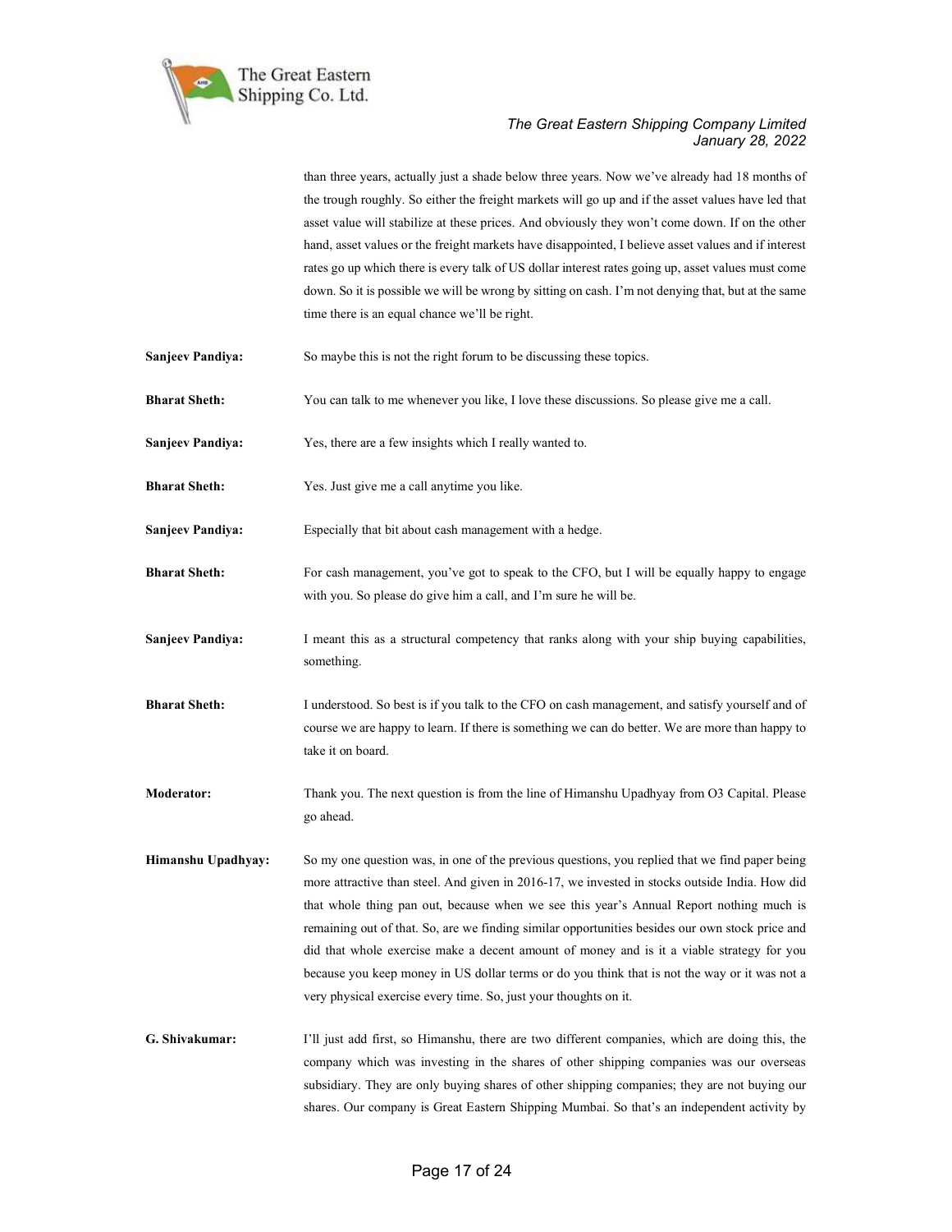than three years, actually just a shade below three years. Now we've already had 18 months of the trough roughly. So either the freight markets will go up and if the asset values have led that asset value will stabilize at these prices. And obviously they won't come down. If on the other hand, asset values or the freight markets have disappointed, I believe asset values and if interest rates go up which there is every talk of US dollar interest rates going up, asset values must come down. So it is possible we will be wrong by sitting on cash. I'm not denying that, but at the same time there is an equal chance we'll be right.

**Sanjeev Pandiya:** So maybe this is not the right forum to be discussing these topics.

**Bharat Sheth:** You can talk to me whenever you like, I love these discussions. So please give me a call.

**Sanjeev Pandiya:** Yes, there are a few insights which I really wanted to.

**Bharat Sheth:** Yes. Just give me a call anytime you like.

**Sanjeev Pandiya:** Especially that bit about cash management with a hedge.

**Bharat Sheth:** For cash management, you've got to speak to the CFO, but I will be equally happy to engage with you. So please do give him a call, and I'm sure he will be.

**Sanjeev Pandiya:** I meant this as a structural competency that ranks along with your ship buying capabilities, something.

**Bharat Sheth:** I understood. So best is if you talk to the CFO on cash management, and satisfy yourself and of course we are happy to learn. If there is something we can do better. We are more than happy to take it on board.

**Moderator:** Thank you. The next question is from the line of Himanshu Upadhyay from O3 Capital. Please go ahead.

**Himanshu Upadhyay:** So my one question was, in one of the previous questions, you replied that we find paper being more attractive than steel. And given in 2016-17, we invested in stocks outside India. How did that whole thing pan out, because when we see this year's Annual Report nothing much is remaining out of that. So, are we finding similar opportunities besides our own stock price and did that whole exercise make a decent amount of money and is it a viable strategy for you because you keep money in US dollar terms or do you think that is not the way or it was not a very physical exercise every time. So, just your thoughts on it.

**G. Shivakumar:** I'll just add first, so Himanshu, there are two different companies, which are doing this, the company which was investing in the shares of other shipping companies was our overseas subsidiary. They are only buying shares of other shipping companies; they are not buying our shares. Our company is Great Eastern Shipping Mumbai. So that's an independent activity by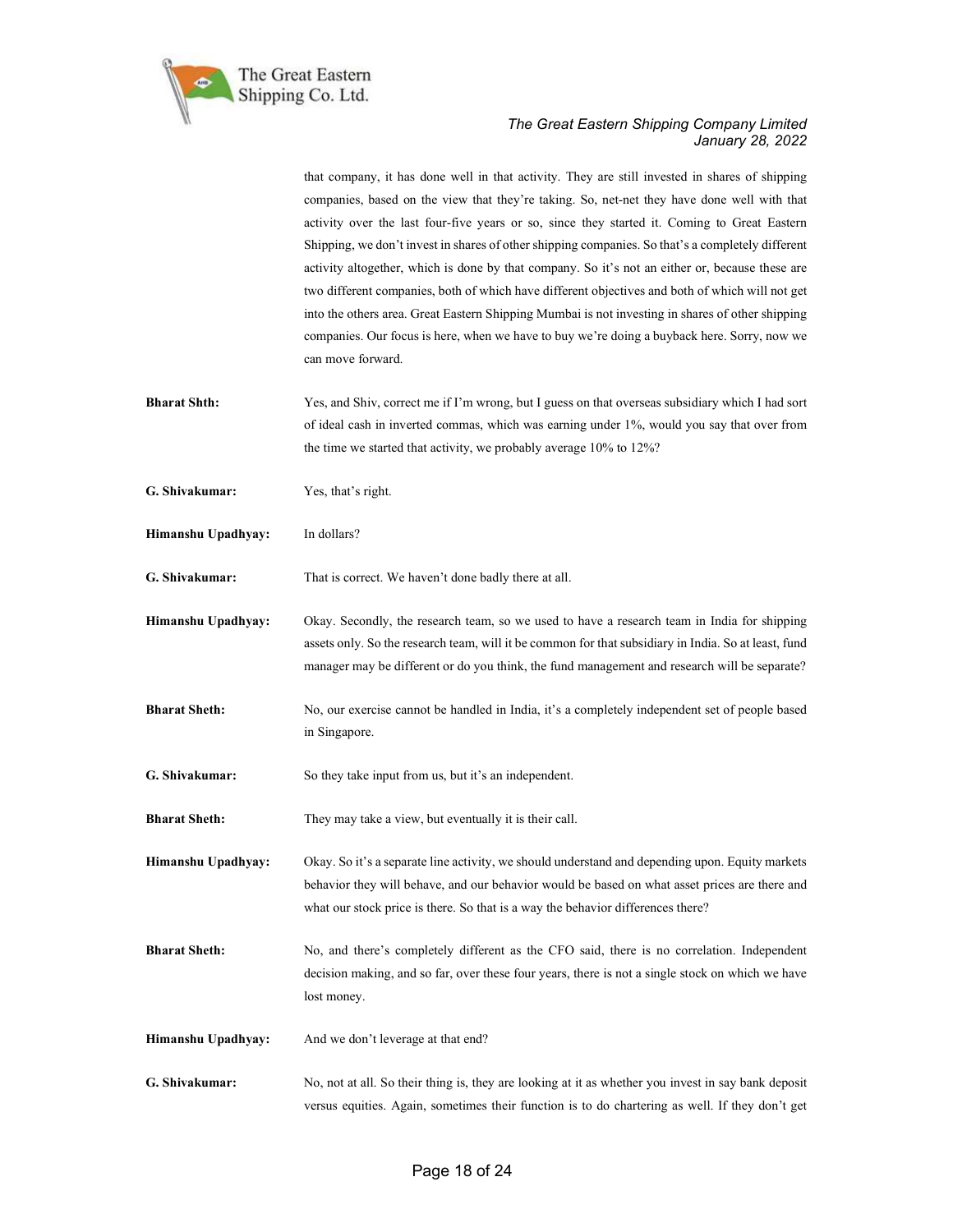that company, it has done well in that activity. They are still invested in shares of shipping companies, based on the view that they're taking. So, net-net they have done well with that activity over the last four-five years or so, since they started it. Coming to Great Eastern Shipping, we don't invest in shares of other shipping companies. So that's a completely different activity altogether, which is done by that company. So it's not an either or, because these are two different companies, both of which have different objectives and both of which will not get into the others area. Great Eastern Shipping Mumbai is not investing in shares of other shipping companies. Our focus is here, when we have to buy we're doing a buyback here. Sorry, now we can move forward.

**Bharat Shth:** Yes, and Shiv, correct me if I'm wrong, but I guess on that overseas subsidiary which I had sort of ideal cash in inverted commas, which was earning under 1%, would you say that over from the time we started that activity, we probably average 10% to 12%?

**G. Shivakumar:** Yes, that's right.

**Himanshu Upadhyay:** In dollars?

**G. Shivakumar:** That is correct. We haven't done badly there at all.

**Himanshu Upadhyay:** Okay. Secondly, the research team, so we used to have a research team in India for shipping assets only. So the research team, will it be common for that subsidiary in India. So at least, fund manager may be different or do you think, the fund management and research will be separate?

**Bharat Sheth:** No, our exercise cannot be handled in India, it's a completely independent set of people based in Singapore.

**G. Shivakumar:** So they take input from us, but it's an independent.

**Bharat Sheth:** They may take a view, but eventually it is their call.

**Himanshu Upadhyay:** Okay. So it's a separate line activity, we should understand and depending upon. Equity markets behavior they will behave, and our behavior would be based on what asset prices are there and what our stock price is there. So that is a way the behavior differences there?

**Bharat Sheth:** No, and there's completely different as the CFO said, there is no correlation. Independent decision making, and so far, over these four years, there is not a single stock on which we have lost money.

**Himanshu Upadhyay:** And we don't leverage at that end?

**G. Shivakumar:** No, not at all. So their thing is, they are looking at it as whether you invest in say bank deposit versus equities. Again, sometimes their function is to do chartering as well. If they don't get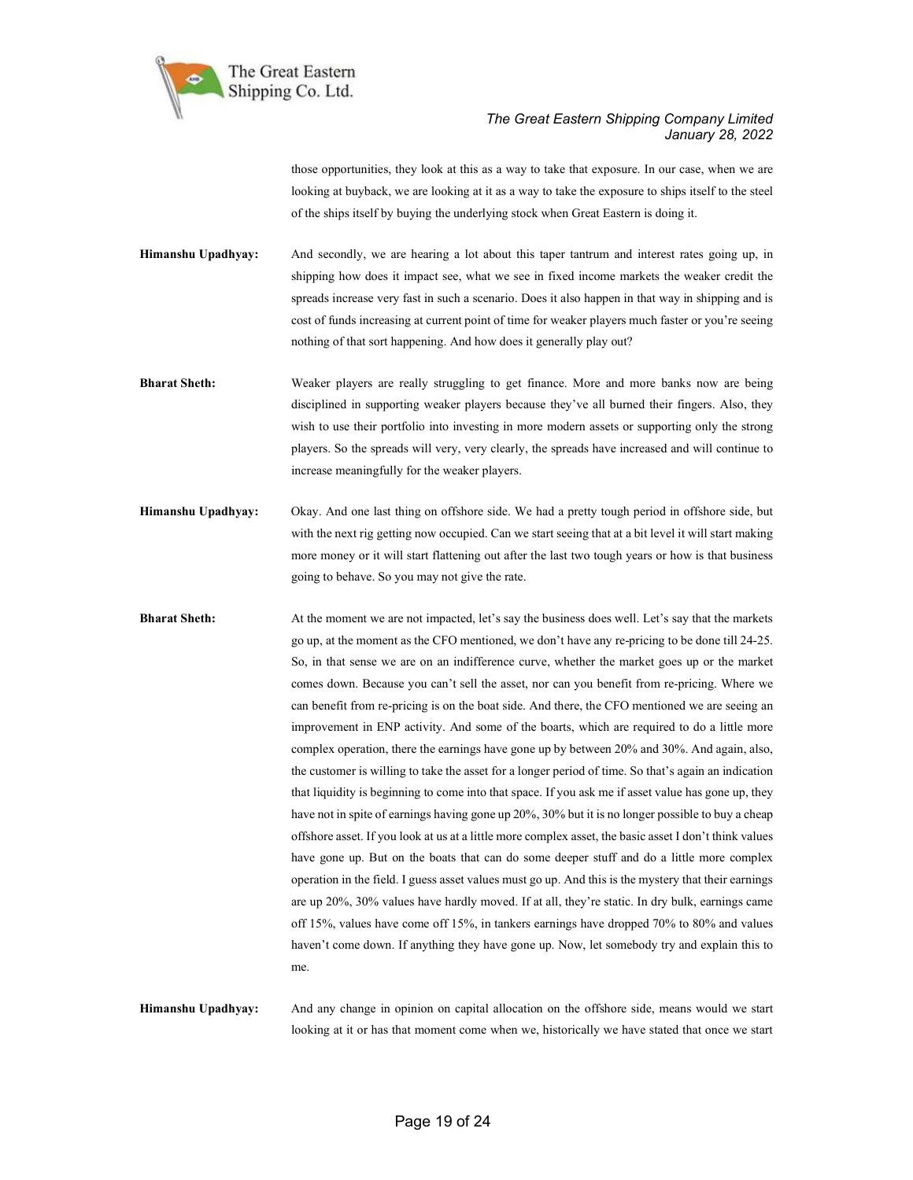those opportunities, they look at this as a way to take that exposure. In our case, when we are looking at buyback, we are looking at it as a way to take the exposure to ships itself to the steel of the ships itself by buying the underlying stock when Great Eastern is doing it.

**Himanshu Upadhyay:** And secondly, we are hearing a lot about this taper tantrum and interest rates going up, in shipping how does it impact see, what we see in fixed income markets the weaker credit the spreads increase very fast in such a scenario. Does it also happen in that way in shipping and is cost of funds increasing at current point of time for weaker players much faster or you're seeing nothing of that sort happening. And how does it generally play out?

**Bharat Sheth:** Weaker players are really struggling to get finance. More and more banks now are being disciplined in supporting weaker players because they've all burned their fingers. Also, they wish to use their portfolio into investing in more modern assets or supporting only the strong players. So the spreads will very, very clearly, the spreads have increased and will continue to increase meaningfully for the weaker players.

**Himanshu Upadhyay:** Okay. And one last thing on offshore side. We had a pretty tough period in offshore side, but with the next rig getting now occupied. Can we start seeing that at a bit level it will start making more money or it will start flattening out after the last two tough years or how is that business going to behave. So you may not give the rate.

**Bharat Sheth:** At the moment we are not impacted, let's say the business does well. Let's say that the markets go up, at the moment as the CFO mentioned, we don't have any re-pricing to be done till 24-25. So, in that sense we are on an indifference curve, whether the market goes up or the market comes down. Because you can't sell the asset, nor can you benefit from re-pricing. Where we can benefit from re-pricing is on the boat side. And there, the CFO mentioned we are seeing an improvement in ENP activity. And some of the boarts, which are required to do a little more complex operation, there the earnings have gone up by between 20% and 30%. And again, also, the customer is willing to take the asset for a longer period of time. So that's again an indication that liquidity is beginning to come into that space. If you ask me if asset value has gone up, they have not in spite of earnings having gone up 20%, 30% but it is no longer possible to buy a cheap offshore asset. If you look at us at a little more complex asset, the basic asset I don't think values have gone up. But on the boats that can do some deeper stuff and do a little more complex operation in the field. I guess asset values must go up. And this is the mystery that their earnings are up 20%, 30% values have hardly moved. If at all, they're static. In dry bulk, earnings came off 15%, values have come off 15%, in tankers earnings have dropped 70% to 80% and values haven't come down. If anything they have gone up. Now, let somebody try and explain this to me.

**Himanshu Upadhyay:** And any change in opinion on capital allocation on the offshore side, means would we start looking at it or has that moment come when we, historically we have stated that once we start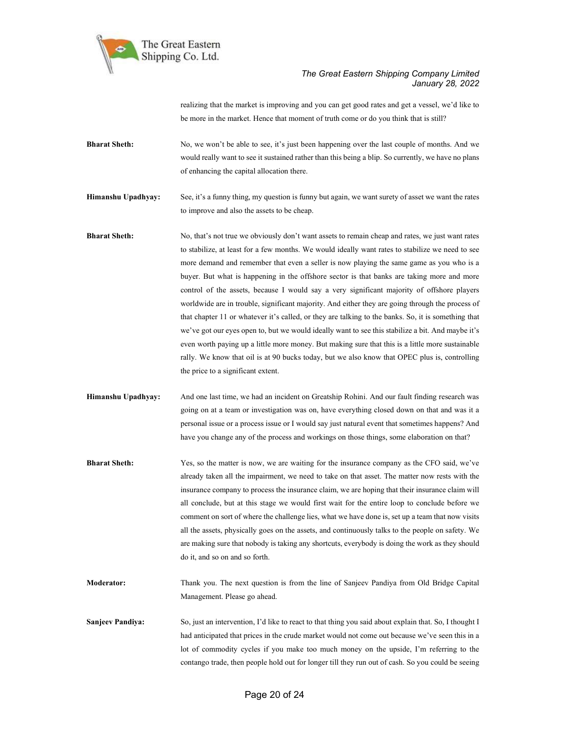realizing that the market is improving and you can get good rates and get a vessel, we'd like to be more in the market. Hence that moment of truth come or do you think that is still?

**Bharat Sheth:** No, we won't be able to see, it's just been happening over the last couple of months. And we would really want to see it sustained rather than this being a blip. So currently, we have no plans of enhancing the capital allocation there.

**Himanshu Upadhyay:** See, it's a funny thing, my question is funny but again, we want surety of asset we want the rates to improve and also the assets to be cheap.

**Bharat Sheth:** No, that's not true we obviously don't want assets to remain cheap and rates, we just want rates to stabilize, at least for a few months. We would ideally want rates to stabilize we need to see more demand and remember that even a seller is now playing the same game as you who is a buyer. But what is happening in the offshore sector is that banks are taking more and more control of the assets, because I would say a very significant majority of offshore players worldwide are in trouble, significant majority. And either they are going through the process of that chapter 11 or whatever it's called, or they are talking to the banks. So, it is something that we've got our eyes open to, but we would ideally want to see this stabilize a bit. And maybe it's even worth paying up a little more money. But making sure that this is a little more sustainable rally. We know that oil is at 90 bucks today, but we also know that OPEC plus is, controlling the price to a significant extent.

**Himanshu Upadhyay:** And one last time, we had an incident on Greatship Rohini. And our fault finding research was going on at a team or investigation was on, have everything closed down on that and was it a personal issue or a process issue or I would say just natural event that sometimes happens? And have you change any of the process and workings on those things, some elaboration on that?

**Bharat Sheth:** Yes, so the matter is now, we are waiting for the insurance company as the CFO said, we've already taken all the impairment, we need to take on that asset. The matter now rests with the insurance company to process the insurance claim, we are hoping that their insurance claim will all conclude, but at this stage we would first wait for the entire loop to conclude before we comment on sort of where the challenge lies, what we have done is, set up a team that now visits all the assets, physically goes on the assets, and continuously talks to the people on safety. We are making sure that nobody is taking any shortcuts, everybody is doing the work as they should do it, and so on and so forth.

**Moderator:** Thank you. The next question is from the line of Sanjeev Pandiya from Old Bridge Capital Management. Please go ahead.

**Sanjeev Pandiya:** So, just an intervention, I'd like to react to that thing you said about explain that. So, I thought I had anticipated that prices in the crude market would not come out because we've seen this in a lot of commodity cycles if you make too much money on the upside, I'm referring to the contango trade, then people hold out for longer till they run out of cash. So you could be seeing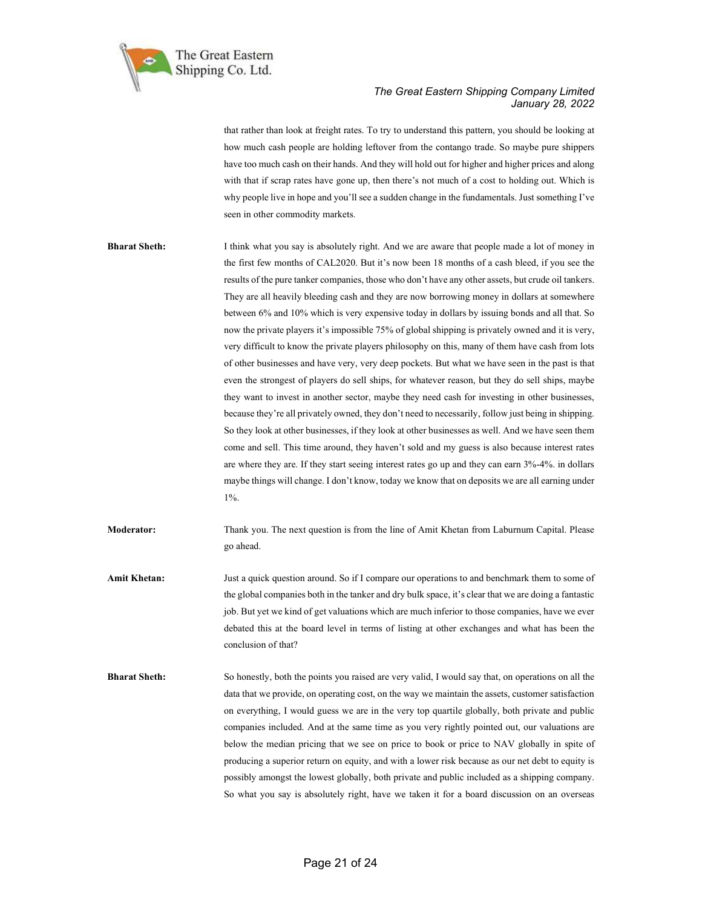that rather than look at freight rates. To try to understand this pattern, you should be looking at how much cash people are holding leftover from the contango trade. So maybe pure shippers have too much cash on their hands. And they will hold out for higher and higher prices and along with that if scrap rates have gone up, then there's not much of a cost to holding out. Which is why people live in hope and you'll see a sudden change in the fundamentals. Just something I've seen in other commodity markets.

**Bharat Sheth:** I think what you say is absolutely right. And we are aware that people made a lot of money in the first few months of CAL2020. But it's now been 18 months of a cash bleed, if you see the results of the pure tanker companies, those who don't have any other assets, but crude oil tankers. They are all heavily bleeding cash and they are now borrowing money in dollars at somewhere between 6% and 10% which is very expensive today in dollars by issuing bonds and all that. So now the private players it's impossible 75% of global shipping is privately owned and it is very, very difficult to know the private players philosophy on this, many of them have cash from lots of other businesses and have very, very deep pockets. But what we have seen in the past is that even the strongest of players do sell ships, for whatever reason, but they do sell ships, maybe they want to invest in another sector, maybe they need cash for investing in other businesses, because they're all privately owned, they don't need to necessarily, follow just being in shipping. So they look at other businesses, if they look at other businesses as well. And we have seen them come and sell. This time around, they haven't sold and my guess is also because interest rates are where they are. If they start seeing interest rates go up and they can earn 3%-4%. in dollars maybe things will change. I don't know, today we know that on deposits we are all earning under 1%.

**Moderator:** Thank you. The next question is from the line of Amit Khetan from Laburnum Capital. Please go ahead.

**Amit Khetan:** Just a quick question around. So if I compare our operations to and benchmark them to some of the global companies both in the tanker and dry bulk space, it's clear that we are doing a fantastic job. But yet we kind of get valuations which are much inferior to those companies, have we ever debated this at the board level in terms of listing at other exchanges and what has been the conclusion of that?

**Bharat Sheth:** So honestly, both the points you raised are very valid, I would say that, on operations on all the data that we provide, on operating cost, on the way we maintain the assets, customer satisfaction on everything, I would guess we are in the very top quartile globally, both private and public companies included. And at the same time as you very rightly pointed out, our valuations are below the median pricing that we see on price to book or price to NAV globally in spite of producing a superior return on equity, and with a lower risk because as our net debt to equity is possibly amongst the lowest globally, both private and public included as a shipping company. So what you say is absolutely right, have we taken it for a board discussion on an overseas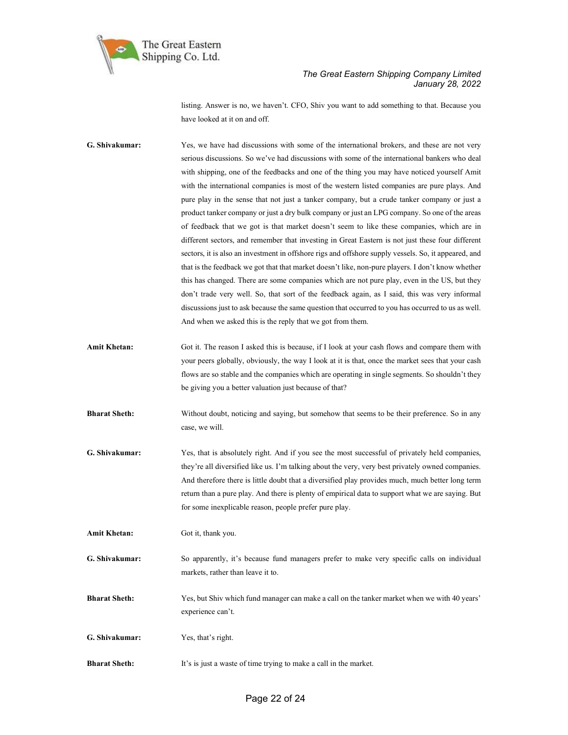listing. Answer is no, we haven't. CFO, Shiv you want to add something to that. Because you have looked at it on and off.

**G. Shivakumar:** Yes, we have had discussions with some of the international brokers, and these are not very serious discussions. So we've had discussions with some of the international bankers who deal with shipping, one of the feedbacks and one of the thing you may have noticed yourself Amit with the international companies is most of the western listed companies are pure plays. And pure play in the sense that not just a tanker company, but a crude tanker company or just a product tanker company or just a dry bulk company or just an LPG company. So one of the areas of feedback that we got is that market doesn't seem to like these companies, which are in different sectors, and remember that investing in Great Eastern is not just these four different sectors, it is also an investment in offshore rigs and offshore supply vessels. So, it appeared, and that is the feedback we got that that market doesn't like, non-pure players. I don't know whether this has changed. There are some companies which are not pure play, even in the US, but they don't trade very well. So, that sort of the feedback again, as I said, this was very informal discussions just to ask because the same question that occurred to you has occurred to us as well. And when we asked this is the reply that we got from them.

**Amit Khetan:** Got it. The reason I asked this is because, if I look at your cash flows and compare them with your peers globally, obviously, the way I look at it is that, once the market sees that your cash flows are so stable and the companies which are operating in single segments. So shouldn't they be giving you a better valuation just because of that?

**Bharat Sheth:** Without doubt, noticing and saying, but somehow that seems to be their preference. So in any case, we will.

**G. Shivakumar:** Yes, that is absolutely right. And if you see the most successful of privately held companies, they're all diversified like us. I'm talking about the very, very best privately owned companies. And therefore there is little doubt that a diversified play provides much, much better long term return than a pure play. And there is plenty of empirical data to support what we are saying. But for some inexplicable reason, people prefer pure play.

**Amit Khetan:** Got it, thank you.

**G. Shivakumar:** So apparently, it's because fund managers prefer to make very specific calls on individual markets, rather than leave it to.

**Bharat Sheth:** Yes, but Shiv which fund manager can make a call on the tanker market when we with 40 years' experience can't.

**G. Shivakumar:** Yes, that's right.

**Bharat Sheth:** It's is just a waste of time trying to make a call in the market.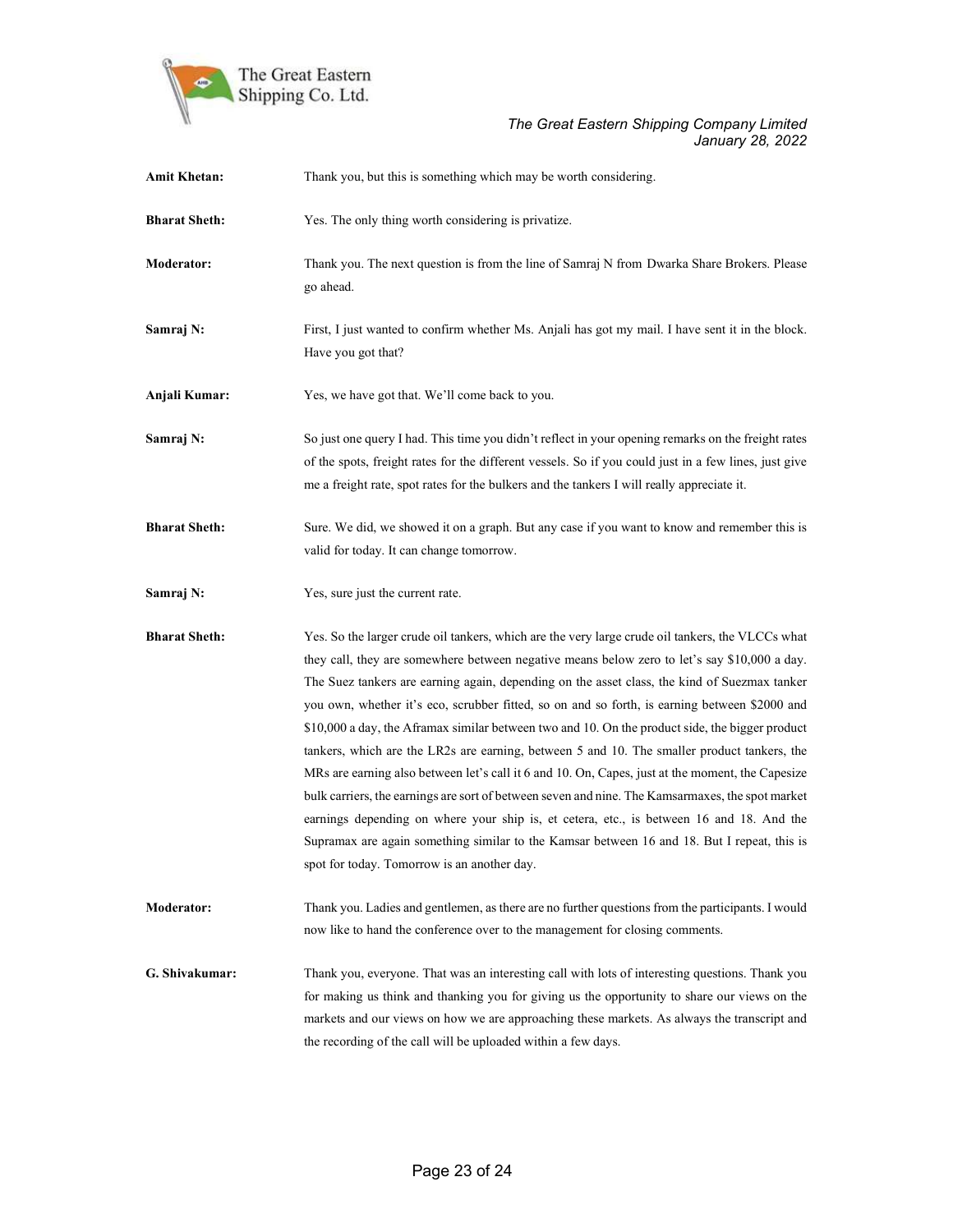**Amit Khetan:** Thank you, but this is something which may be worth considering.

**Bharat Sheth:** Yes. The only thing worth considering is privatize.

**Moderator:** Thank you. The next question is from the line of Samraj N from Dwarka Share Brokers. Please go ahead.

**Samraj N:** First, I just wanted to confirm whether Ms. Anjali has got my mail. I have sent it in the block. Have you got that?

**Anjali Kumar:** Yes, we have got that. We'll come back to you.

**Samraj N:** So just one query I had. This time you didn't reflect in your opening remarks on the freight rates of the spots, freight rates for the different vessels. So if you could just in a few lines, just give me a freight rate, spot rates for the bulkers and the tankers I will really appreciate it.

**Bharat Sheth:** Sure. We did, we showed it on a graph. But any case if you want to know and remember this is valid for today. It can change tomorrow.

**Samraj N:** Yes, sure just the current rate.

**Bharat Sheth:** Yes. So the larger crude oil tankers, which are the very large crude oil tankers, the VLCCs what they call, they are somewhere between negative means below zero to let's say $10,000 a day. The Suez tankers are earning again, depending on the asset class, the kind of Suezmax tanker you own, whether it's eco, scrubber fitted, so on and so forth, is earning between $2000 and $10,000 a day, the Aframax similar between two and 10. On the product side, the bigger product tankers, which are the LR2s are earning, between 5 and 10. The smaller product tankers, the MRs are earning also between let's call it 6 and 10. On, Capes, just at the moment, the Capesize bulk carriers, the earnings are sort of between seven and nine. The Kamsarmaxes, the spot market earnings depending on where your ship is, et cetera, etc., is between 16 and 18. And the Supramax are again something similar to the Kamsar between 16 and 18. But I repeat, this is spot for today. Tomorrow is an another day.

**Moderator:** Thank you. Ladies and gentlemen, as there are no further questions from the participants. I would now like to hand the conference over to the management for closing comments.

**G. Shivakumar:** Thank you, everyone. That was an interesting call with lots of interesting questions. Thank you for making us think and thanking you for giving us the opportunity to share our views on the markets and our views on how we are approaching these markets. As always the transcript and the recording of the call will be uploaded within a few days.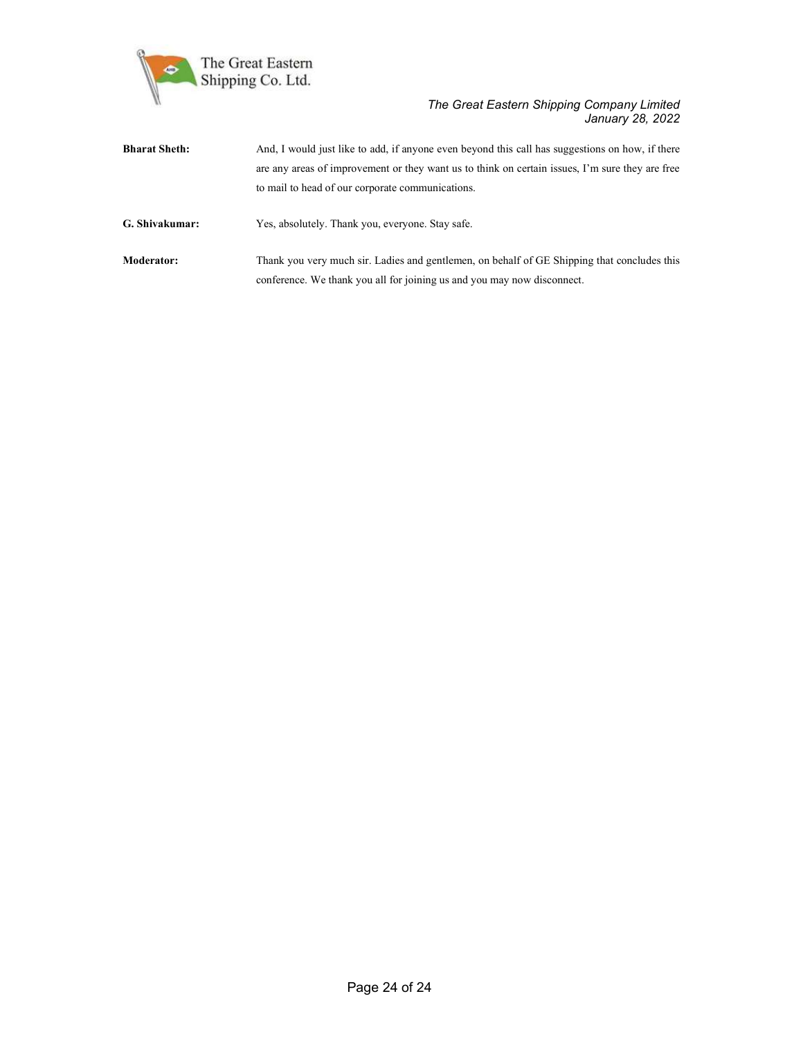**Bharat Sheth:** And, I would just like to add, if anyone even beyond this call has suggestions on how, if there are any areas of improvement or they want us to think on certain issues, I'm sure they are free to mail to head of our corporate communications.

**G. Shivakumar:** Yes, absolutely. Thank you, everyone. Stay safe.

**Moderator:** Thank you very much sir. Ladies and gentlemen, on behalf of GE Shipping that concludes this conference. We thank you all for joining us and you may now disconnect.